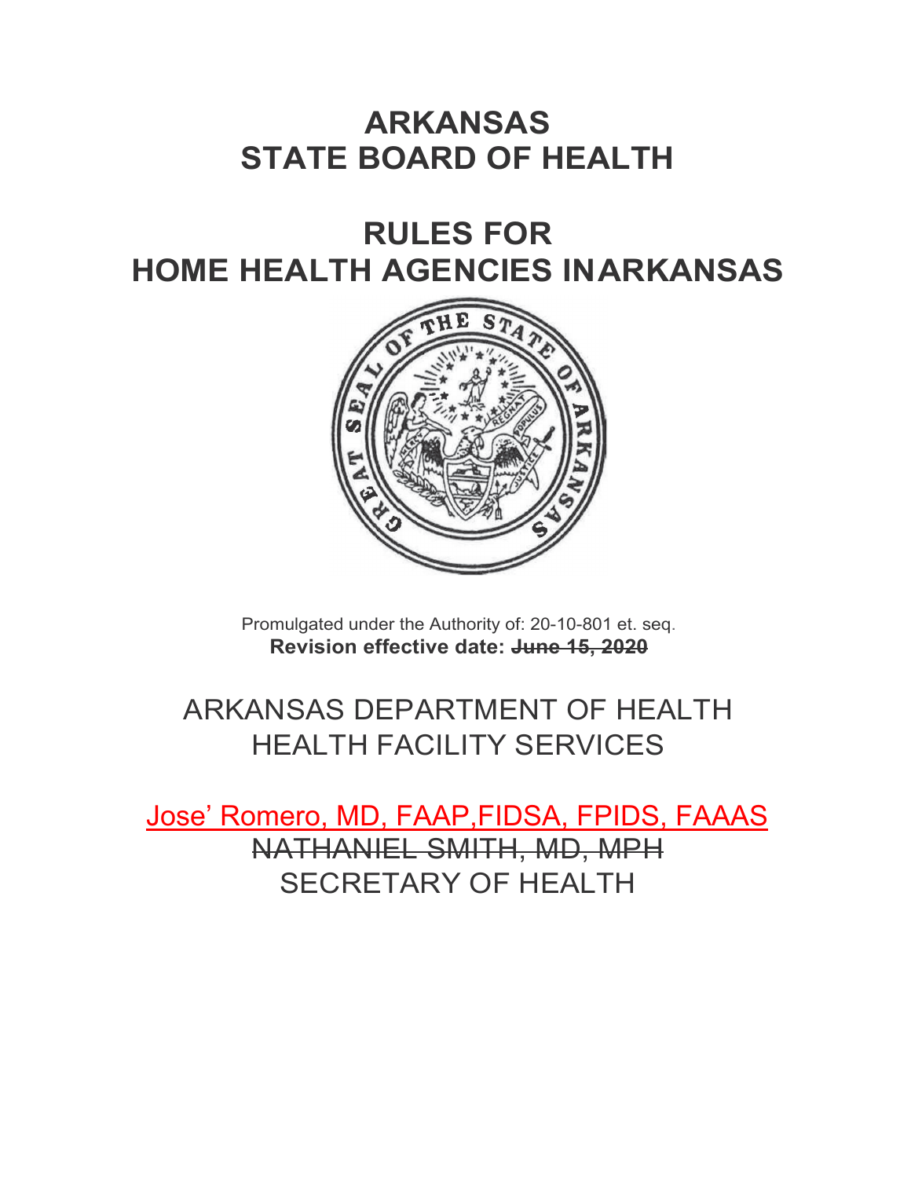# ARKANSAS
# STATE BOARD OF HEALTH

# RULES FOR
# HOME HEALTH AGENCIES INARKANSAS

Promulgated under the Authority of: 20-10-801 et. seq.

**Revision effective date: ~~June 15, 2020~~**

## ARKANSAS DEPARTMENT OF HEALTH
## HEALTH FACILITY SERVICES

Jose' Romero, MD, FAAP,FIDSA, FPIDS, FAAAS

~~NATHANIEL SMITH, MD, MPH~~

SECRETARY OF HEALTH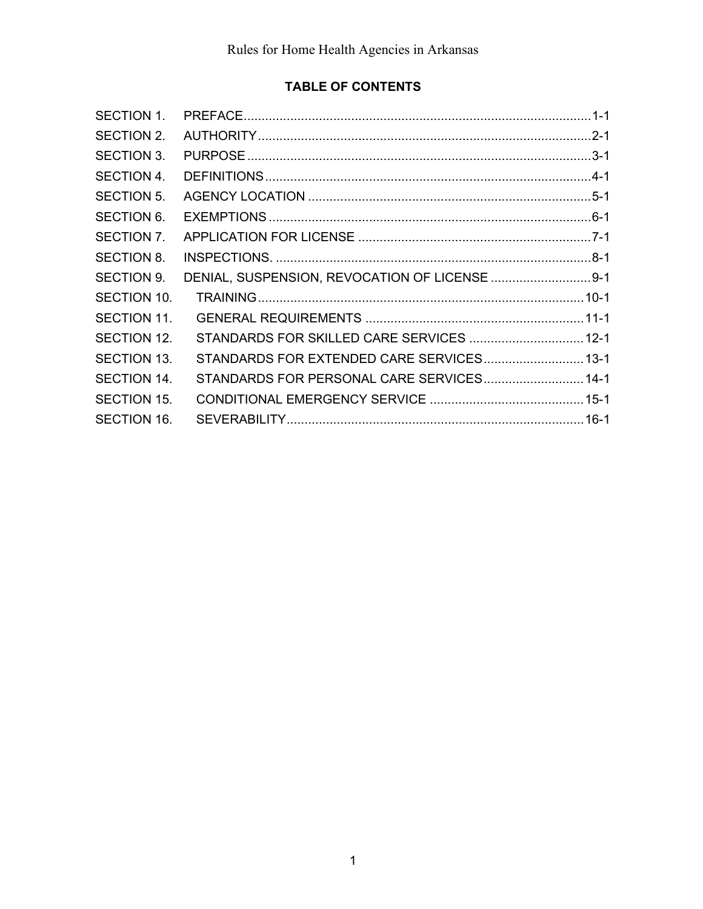# TABLE OF CONTENTS

| Section | Title | Page |
|---|---|---|
| SECTION 1. | PREFACE | 1-1 |
| SECTION 2. | AUTHORITY | 2-1 |
| SECTION 3. | PURPOSE | 3-1 |
| SECTION 4. | DEFINITIONS | 4-1 |
| SECTION 5. | AGENCY LOCATION | 5-1 |
| SECTION 6. | EXEMPTIONS | 6-1 |
| SECTION 7. | APPLICATION FOR LICENSE | 7-1 |
| SECTION 8. | INSPECTIONS. | 8-1 |
| SECTION 9. | DENIAL, SUSPENSION, REVOCATION OF LICENSE | 9-1 |
| SECTION 10. | TRAINING | 10-1 |
| SECTION 11. | GENERAL REQUIREMENTS | 11-1 |
| SECTION 12. | STANDARDS FOR SKILLED CARE SERVICES | 12-1 |
| SECTION 13. | STANDARDS FOR EXTENDED CARE SERVICES | 13-1 |
| SECTION 14. | STANDARDS FOR PERSONAL CARE SERVICES | 14-1 |
| SECTION 15. | CONDITIONAL EMERGENCY SERVICE | 15-1 |
| SECTION 16. | SEVERABILITY | 16-1 |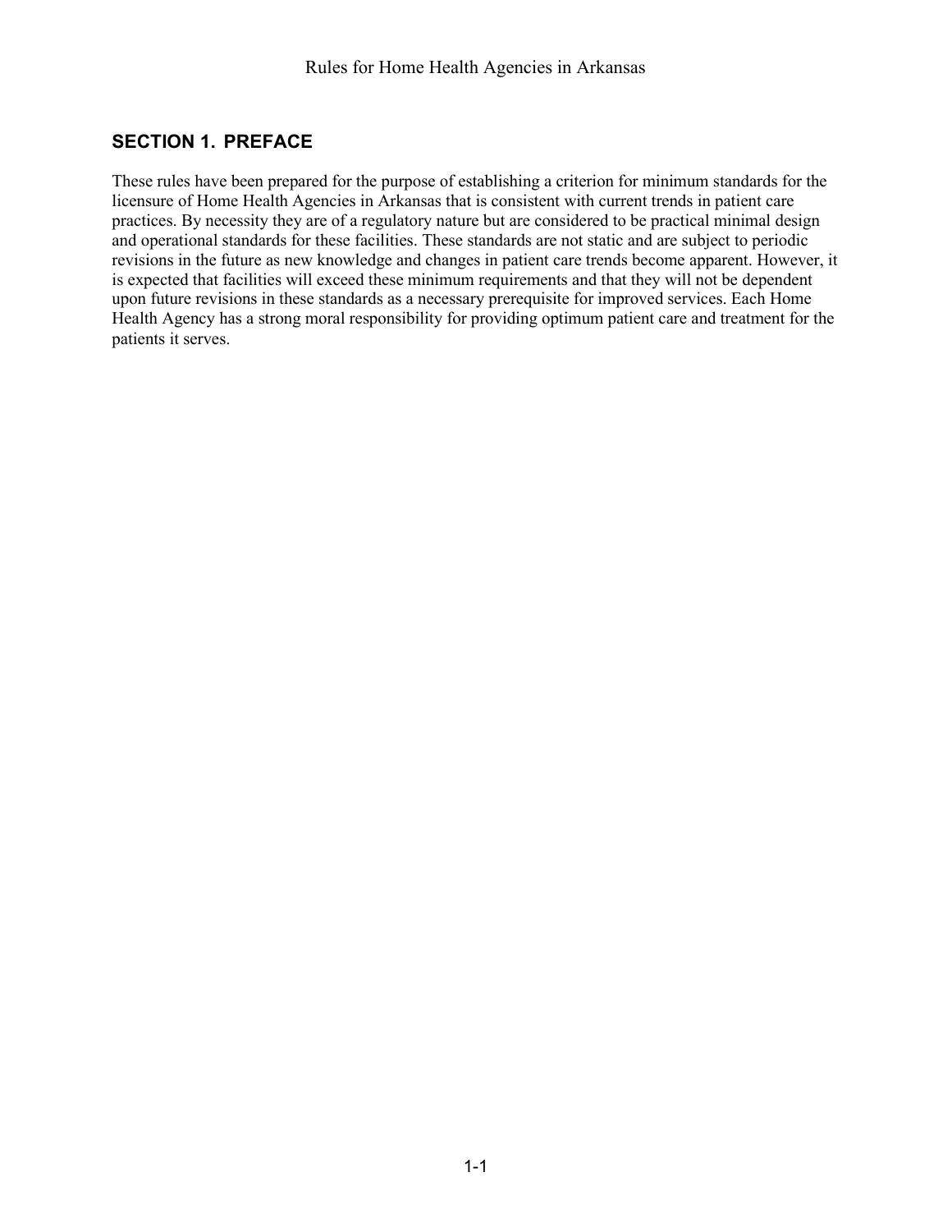## SECTION 1. PREFACE

These rules have been prepared for the purpose of establishing a criterion for minimum standards for the licensure of Home Health Agencies in Arkansas that is consistent with current trends in patient care practices. By necessity they are of a regulatory nature but are considered to be practical minimal design and operational standards for these facilities. These standards are not static and are subject to periodic revisions in the future as new knowledge and changes in patient care trends become apparent. However, it is expected that facilities will exceed these minimum requirements and that they will not be dependent upon future revisions in these standards as a necessary prerequisite for improved services. Each Home Health Agency has a strong moral responsibility for providing optimum patient care and treatment for the patients it serves.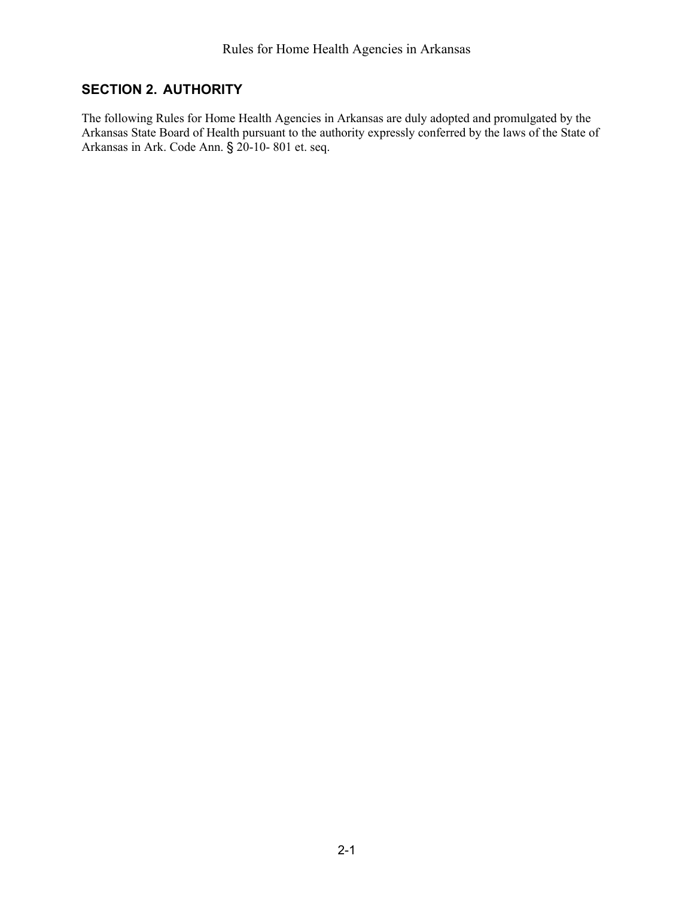## SECTION 2. AUTHORITY

The following Rules for Home Health Agencies in Arkansas are duly adopted and promulgated by the Arkansas State Board of Health pursuant to the authority expressly conferred by the laws of the State of Arkansas in Ark. Code Ann. § 20-10- 801 et. seq.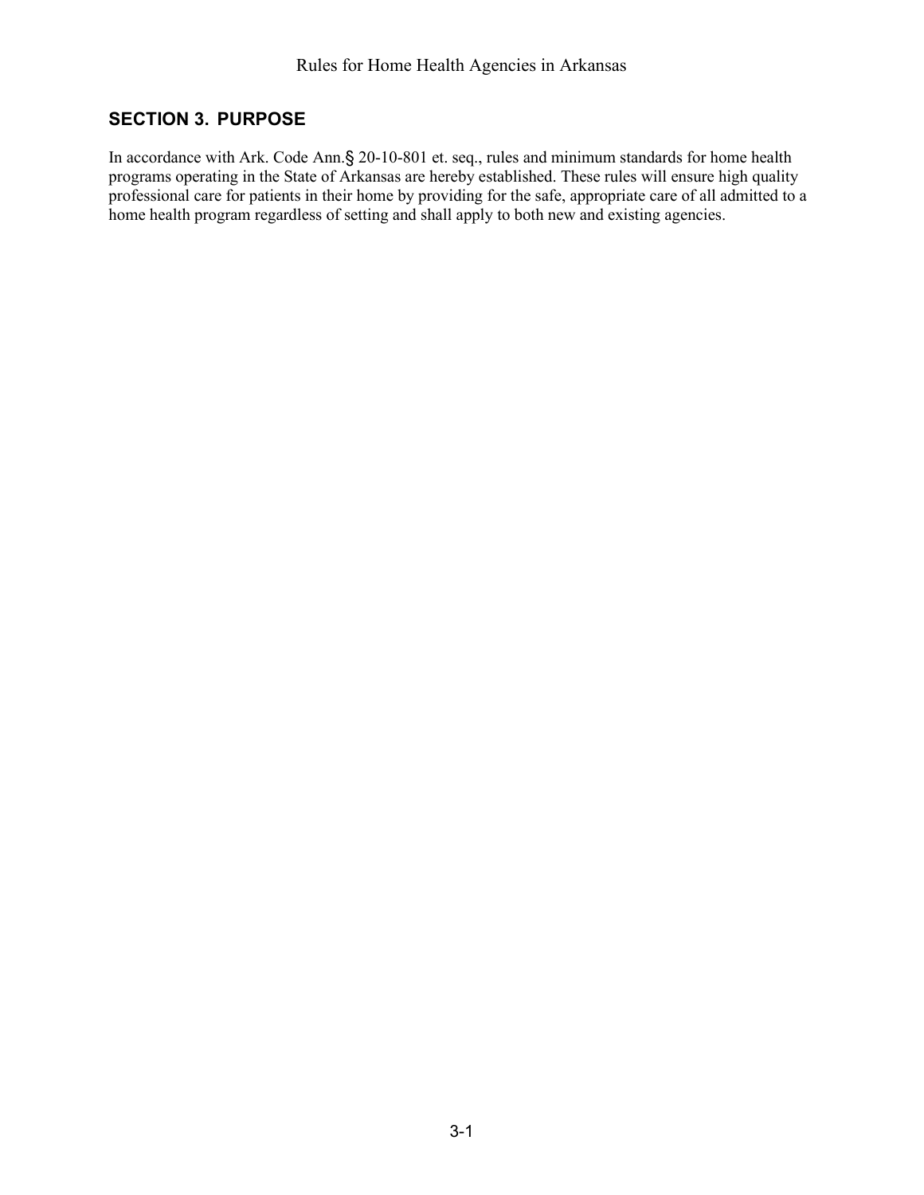## SECTION 3. PURPOSE

In accordance with Ark. Code Ann.§ 20-10-801 et. seq., rules and minimum standards for home health programs operating in the State of Arkansas are hereby established. These rules will ensure high quality professional care for patients in their home by providing for the safe, appropriate care of all admitted to a home health program regardless of setting and shall apply to both new and existing agencies.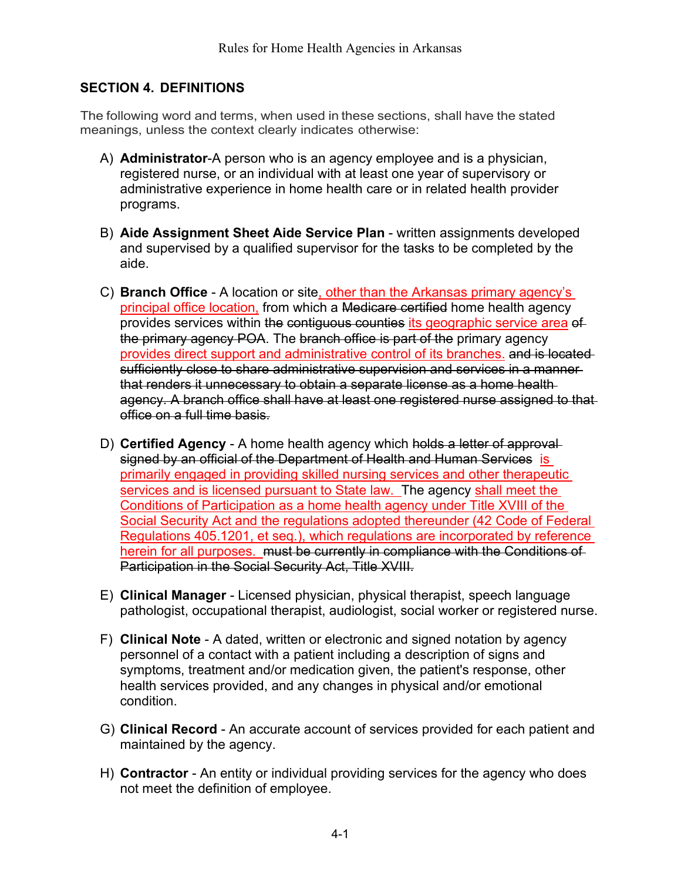## SECTION 4. DEFINITIONS

The following word and terms, when used in these sections, shall have the stated meanings, unless the context clearly indicates otherwise:

A) **Administrator**-A person who is an agency employee and is a physician, registered nurse, or an individual with at least one year of supervisory or administrative experience in home health care or in related health provider programs.

B) **Aide Assignment Sheet Aide Service Plan** - written assignments developed and supervised by a qualified supervisor for the tasks to be completed by the aide.

C) **Branch Office** - A location or site, other than the Arkansas primary agency's principal office location, from which a ~~Medicare certified~~ home health agency provides services within ~~the~~ ~~contiguous counties~~ its geographic service area ~~of the primary agency POA~~. The ~~branch office is part of the~~ primary agency provides direct support and administrative control of its branches. ~~and is located sufficiently close to share administrative supervision and services in a manner that renders it unnecessary to obtain a separate license as a home health agency. A branch office shall have at least one registered nurse assigned to that office on a full time basis.~~

D) **Certified Agency** - A home health agency which ~~holds a letter of approval signed by an official of the Department of Health and Human Services~~ is primarily engaged in providing skilled nursing services and other therapeutic services and is licensed pursuant to State law. The agency shall meet the Conditions of Participation as a home health agency under Title XVIII of the Social Security Act and the regulations adopted thereunder (42 Code of Federal Regulations 405.1201, et seq.), which regulations are incorporated by reference herein for all purposes. ~~must be currently in compliance with the Conditions of Participation in the Social Security Act, Title XVIII.~~

E) **Clinical Manager** - Licensed physician, physical therapist, speech language pathologist, occupational therapist, audiologist, social worker or registered nurse.

F) **Clinical Note** - A dated, written or electronic and signed notation by agency personnel of a contact with a patient including a description of signs and symptoms, treatment and/or medication given, the patient's response, other health services provided, and any changes in physical and/or emotional condition.

G) **Clinical Record** - An accurate account of services provided for each patient and maintained by the agency.

H) **Contractor** - An entity or individual providing services for the agency who does not meet the definition of employee.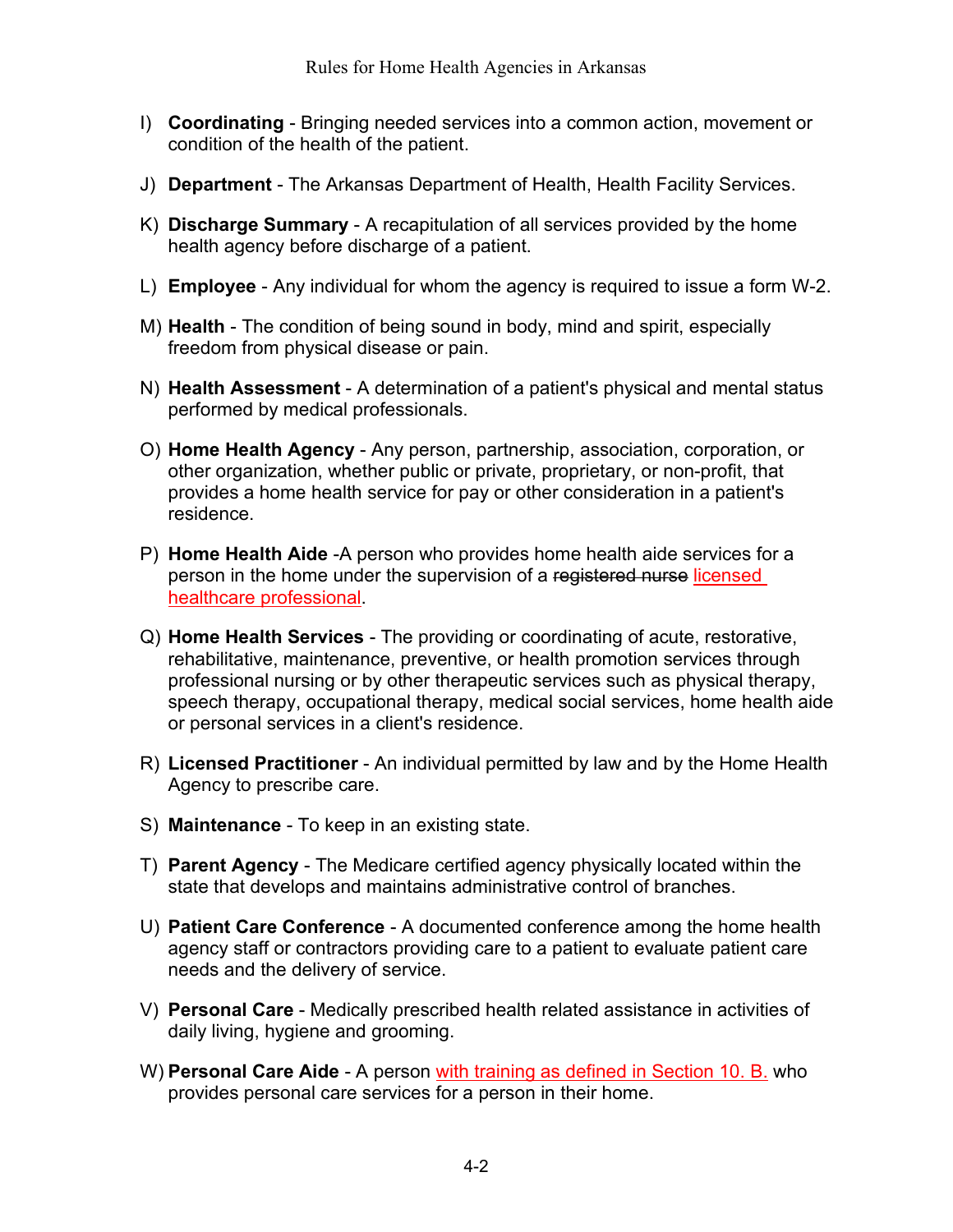I) **Coordinating** - Bringing needed services into a common action, movement or condition of the health of the patient.

J) **Department** - The Arkansas Department of Health, Health Facility Services.

K) **Discharge Summary** - A recapitulation of all services provided by the home health agency before discharge of a patient.

L) **Employee** - Any individual for whom the agency is required to issue a form W-2.

M) **Health** - The condition of being sound in body, mind and spirit, especially freedom from physical disease or pain.

N) **Health Assessment** - A determination of a patient's physical and mental status performed by medical professionals.

O) **Home Health Agency** - Any person, partnership, association, corporation, or other organization, whether public or private, proprietary, or non-profit, that provides a home health service for pay or other consideration in a patient's residence.

P) **Home Health Aide** -A person who provides home health aide services for a person in the home under the supervision of a ~~registered nurse~~ licensed healthcare professional.

Q) **Home Health Services** - The providing or coordinating of acute, restorative, rehabilitative, maintenance, preventive, or health promotion services through professional nursing or by other therapeutic services such as physical therapy, speech therapy, occupational therapy, medical social services, home health aide or personal services in a client's residence.

R) **Licensed Practitioner** - An individual permitted by law and by the Home Health Agency to prescribe care.

S) **Maintenance** - To keep in an existing state.

T) **Parent Agency** - The Medicare certified agency physically located within the state that develops and maintains administrative control of branches.

U) **Patient Care Conference** - A documented conference among the home health agency staff or contractors providing care to a patient to evaluate patient care needs and the delivery of service.

V) **Personal Care** - Medically prescribed health related assistance in activities of daily living, hygiene and grooming.

W) **Personal Care Aide** - A person with training as defined in Section 10. B. who provides personal care services for a person in their home.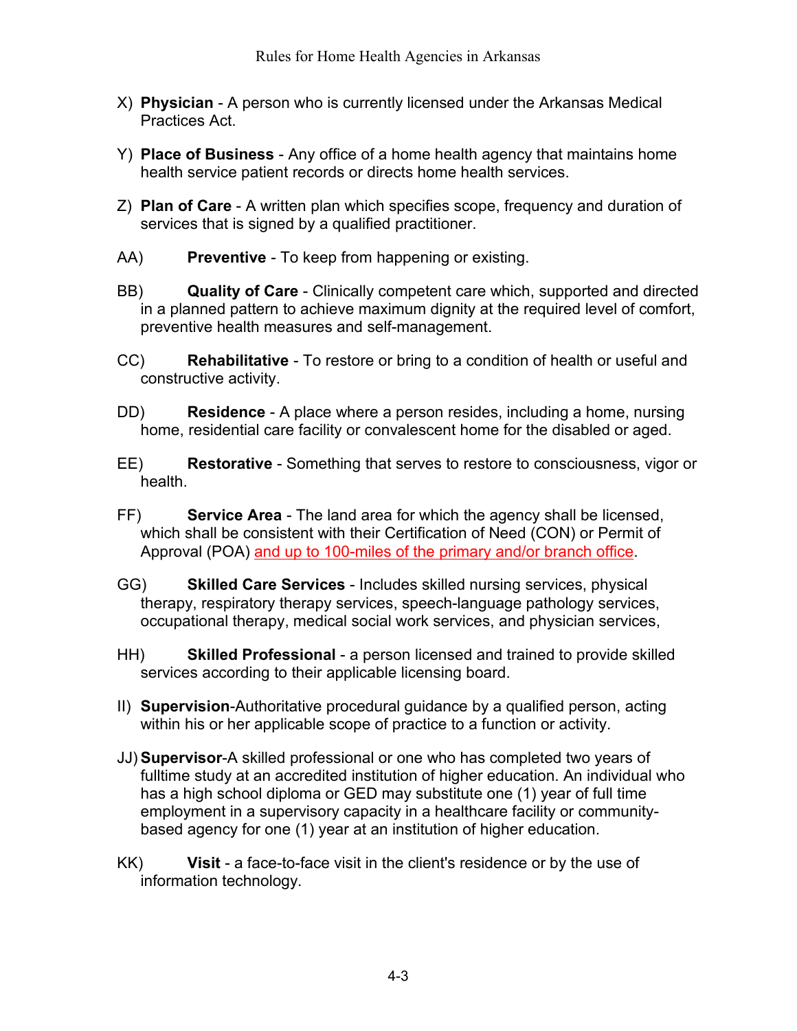X) **Physician** - A person who is currently licensed under the Arkansas Medical Practices Act.

Y) **Place of Business** - Any office of a home health agency that maintains home health service patient records or directs home health services.

Z) **Plan of Care** - A written plan which specifies scope, frequency and duration of services that is signed by a qualified practitioner.

AA) **Preventive** - To keep from happening or existing.

BB) **Quality of Care** - Clinically competent care which, supported and directed in a planned pattern to achieve maximum dignity at the required level of comfort, preventive health measures and self-management.

CC) **Rehabilitative** - To restore or bring to a condition of health or useful and constructive activity.

DD) **Residence** - A place where a person resides, including a home, nursing home, residential care facility or convalescent home for the disabled or aged.

EE) **Restorative** - Something that serves to restore to consciousness, vigor or health.

FF) **Service Area** - The land area for which the agency shall be licensed, which shall be consistent with their Certification of Need (CON) or Permit of Approval (POA) and up to 100-miles of the primary and/or branch office.

GG) **Skilled Care Services** - Includes skilled nursing services, physical therapy, respiratory therapy services, speech-language pathology services, occupational therapy, medical social work services, and physician services,

HH) **Skilled Professional** - a person licensed and trained to provide skilled services according to their applicable licensing board.

II) **Supervision**-Authoritative procedural guidance by a qualified person, acting within his or her applicable scope of practice to a function or activity.

JJ) **Supervisor**-A skilled professional or one who has completed two years of fulltime study at an accredited institution of higher education. An individual who has a high school diploma or GED may substitute one (1) year of full time employment in a supervisory capacity in a healthcare facility or community-based agency for one (1) year at an institution of higher education.

KK) **Visit** - a face-to-face visit in the client's residence or by the use of information technology.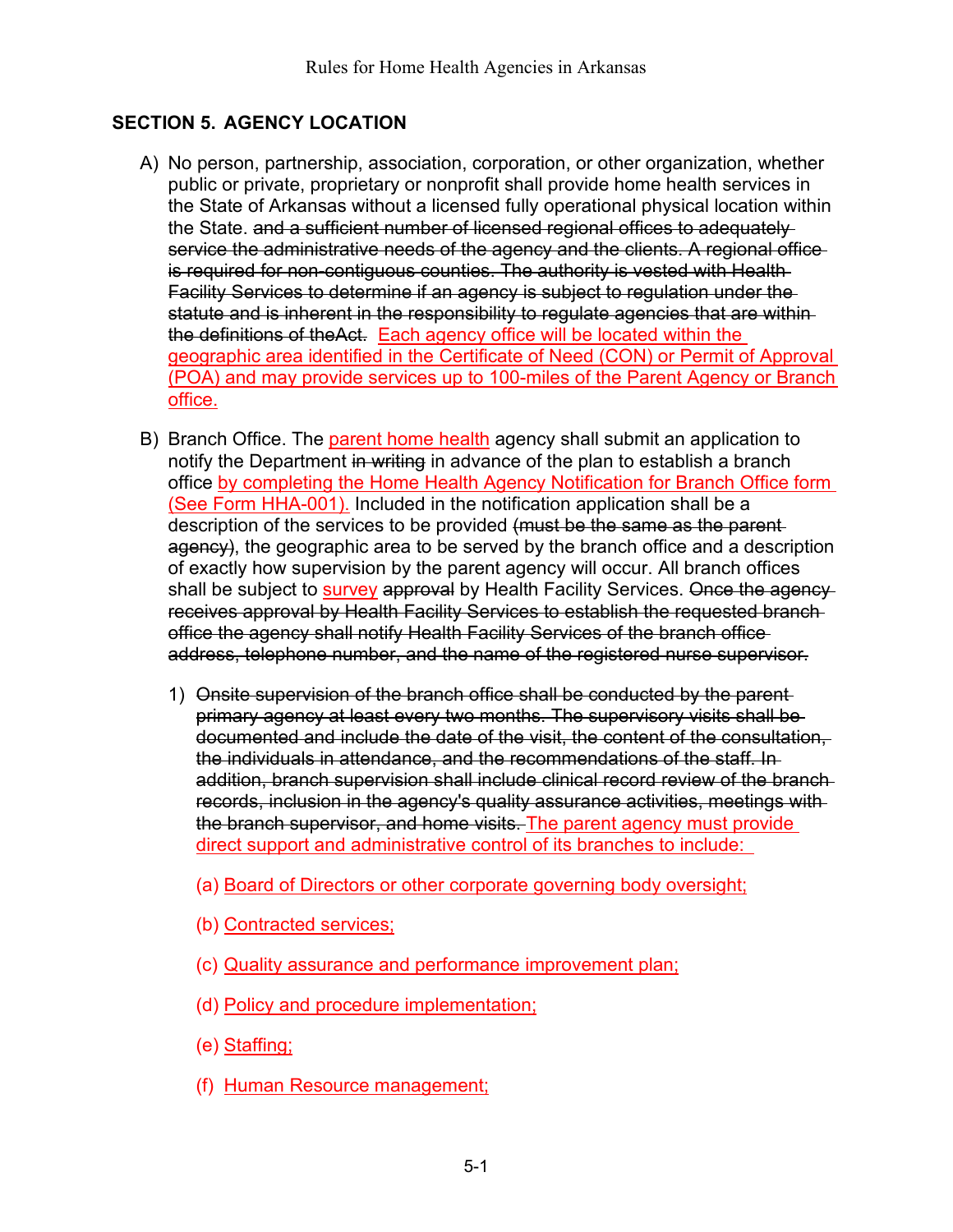## SECTION 5. AGENCY LOCATION

A) No person, partnership, association, corporation, or other organization, whether public or private, proprietary or nonprofit shall provide home health services in the State of Arkansas without a licensed fully operational physical location within the State. ~~and a sufficient number of licensed regional offices to adequately service the administrative needs of the agency and the clients. A regional office is required for non-contiguous counties. The authority is vested with Health Facility Services to determine if an agency is subject to regulation under the statute and is inherent in the responsibility to regulate agencies that are within the definitions of theAct.~~ Each agency office will be located within the geographic area identified in the Certificate of Need (CON) or Permit of Approval (POA) and may provide services up to 100-miles of the Parent Agency or Branch office.

B) Branch Office. The parent home health agency shall submit an application to notify the Department ~~in writing~~ in advance of the plan to establish a branch office by completing the Home Health Agency Notification for Branch Office form (See Form HHA-001). Included in the notification application shall be a description of the services to be provided ~~(must be the same as the parent agency~~), the geographic area to be served by the branch office and a description of exactly how supervision by the parent agency will occur. All branch offices shall be subject to survey ~~approval~~ by Health Facility Services. ~~Once the agency receives approval by Health Facility Services to establish the requested branch office the agency shall notify Health Facility Services of the branch office address, telephone number, and the name of the registered nurse supervisor.~~

   1) ~~Onsite supervision of the branch office shall be conducted by the parent primary agency at least every two months. The supervisory visits shall be documented and include the date of the visit, the content of the consultation, the individuals in attendance, and the recommendations of the staff. In addition, branch supervision shall include clinical record review of the branch records, inclusion in the agency's quality assurance activities, meetings with the branch supervisor, and home visits.~~ The parent agency must provide direct support and administrative control of its branches to include:

      (a) Board of Directors or other corporate governing body oversight;

      (b) Contracted services;

      (c) Quality assurance and performance improvement plan;

      (d) Policy and procedure implementation;

      (e) Staffing;

      (f) Human Resource management;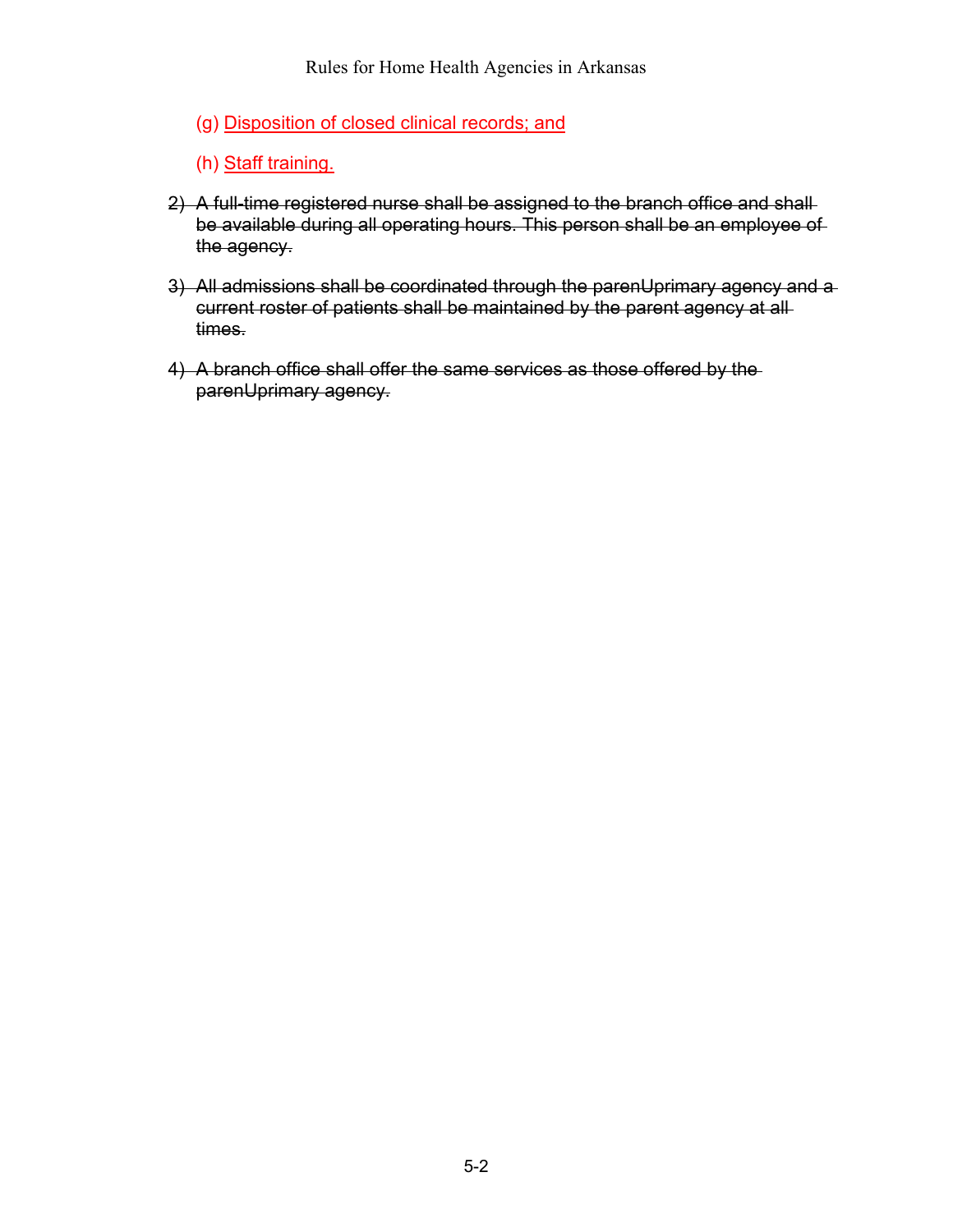(g) Disposition of closed clinical records; and

(h) Staff training.

2) ~~A full-time registered nurse shall be assigned to the branch office and shall be available during all operating hours. This person shall be an employee of the agency.~~

3) ~~All admissions shall be coordinated through the parenUprimary agency and a current roster of patients shall be maintained by the parent agency at all times.~~

4) ~~A branch office shall offer the same services as those offered by the parenUprimary agency.~~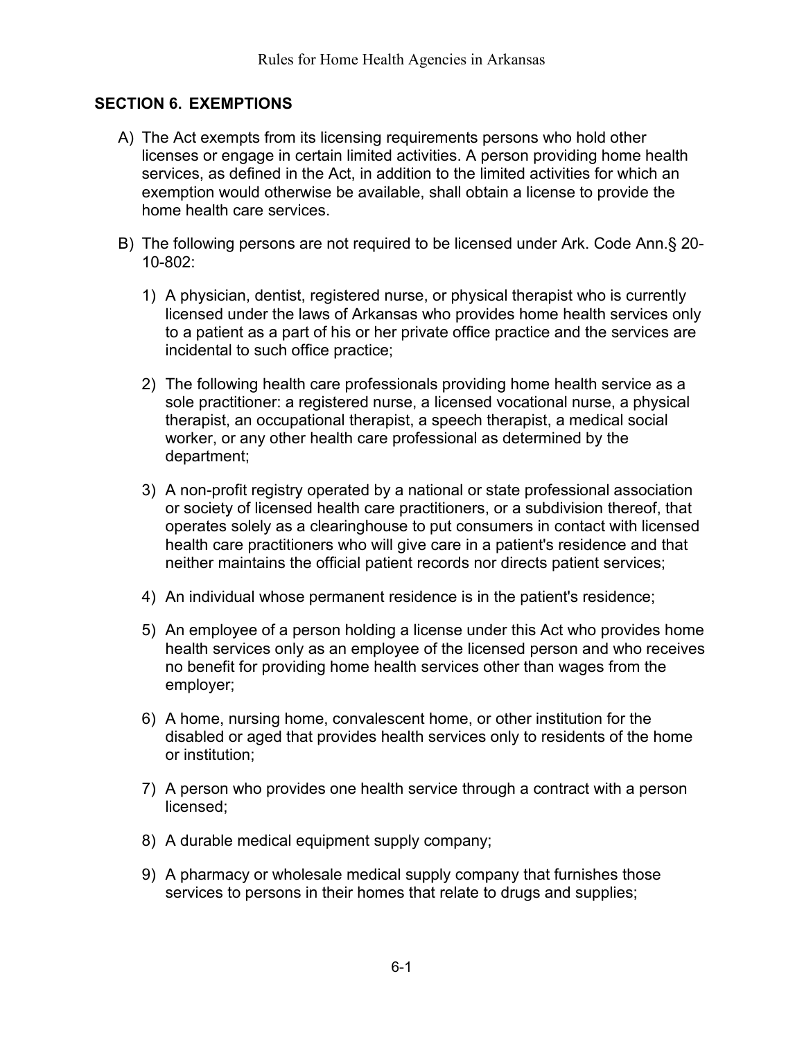## SECTION 6. EXEMPTIONS

A) The Act exempts from its licensing requirements persons who hold other licenses or engage in certain limited activities. A person providing home health services, as defined in the Act, in addition to the limited activities for which an exemption would otherwise be available, shall obtain a license to provide the home health care services.

B) The following persons are not required to be licensed under Ark. Code Ann.§ 20-10-802:

1) A physician, dentist, registered nurse, or physical therapist who is currently licensed under the laws of Arkansas who provides home health services only to a patient as a part of his or her private office practice and the services are incidental to such office practice;

2) The following health care professionals providing home health service as a sole practitioner: a registered nurse, a licensed vocational nurse, a physical therapist, an occupational therapist, a speech therapist, a medical social worker, or any other health care professional as determined by the department;

3) A non-profit registry operated by a national or state professional association or society of licensed health care practitioners, or a subdivision thereof, that operates solely as a clearinghouse to put consumers in contact with licensed health care practitioners who will give care in a patient's residence and that neither maintains the official patient records nor directs patient services;

4) An individual whose permanent residence is in the patient's residence;

5) An employee of a person holding a license under this Act who provides home health services only as an employee of the licensed person and who receives no benefit for providing home health services other than wages from the employer;

6) A home, nursing home, convalescent home, or other institution for the disabled or aged that provides health services only to residents of the home or institution;

7) A person who provides one health service through a contract with a person licensed;

8) A durable medical equipment supply company;

9) A pharmacy or wholesale medical supply company that furnishes those services to persons in their homes that relate to drugs and supplies;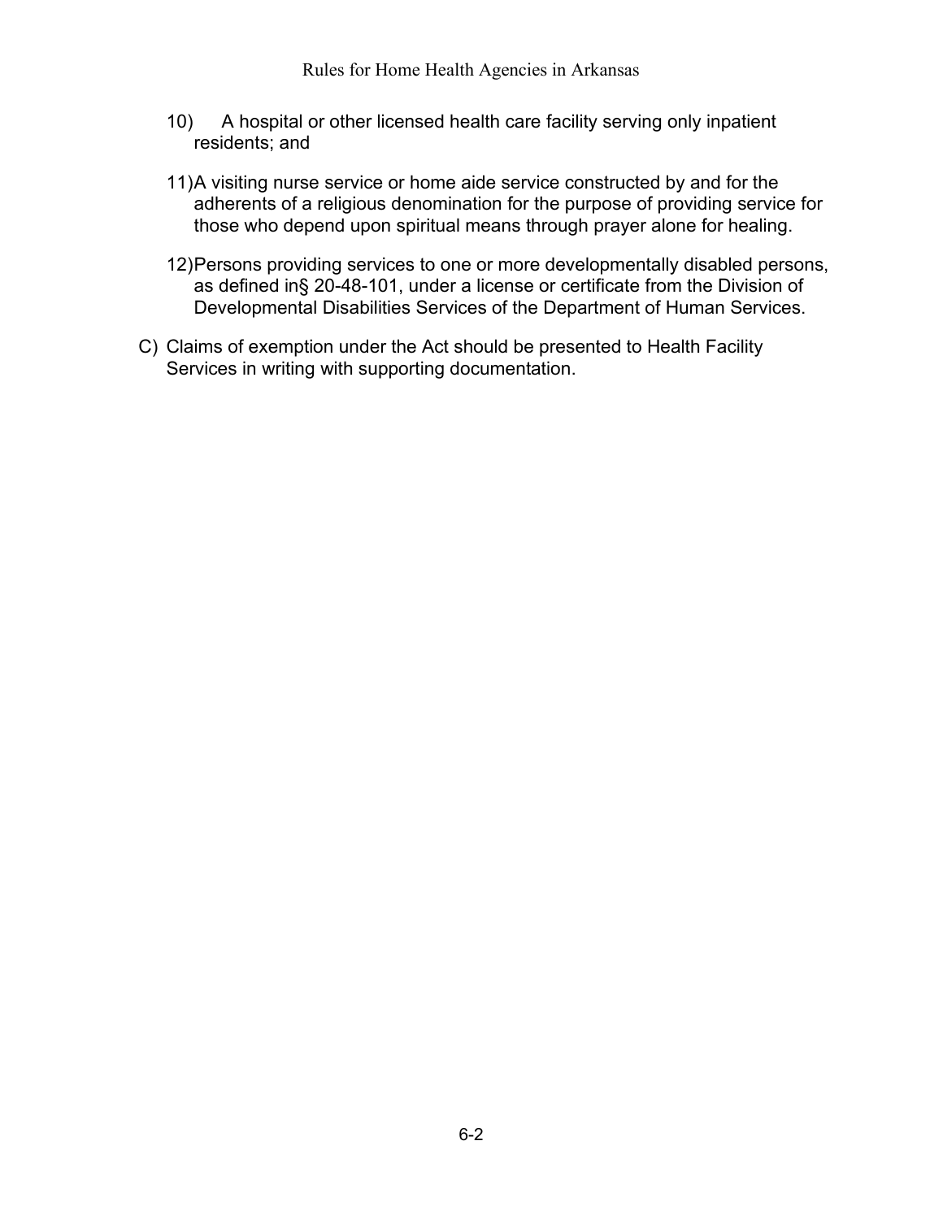10) A hospital or other licensed health care facility serving only inpatient residents; and

11) A visiting nurse service or home aide service constructed by and for the adherents of a religious denomination for the purpose of providing service for those who depend upon spiritual means through prayer alone for healing.

12) Persons providing services to one or more developmentally disabled persons, as defined in§ 20-48-101, under a license or certificate from the Division of Developmental Disabilities Services of the Department of Human Services.

C) Claims of exemption under the Act should be presented to Health Facility Services in writing with supporting documentation.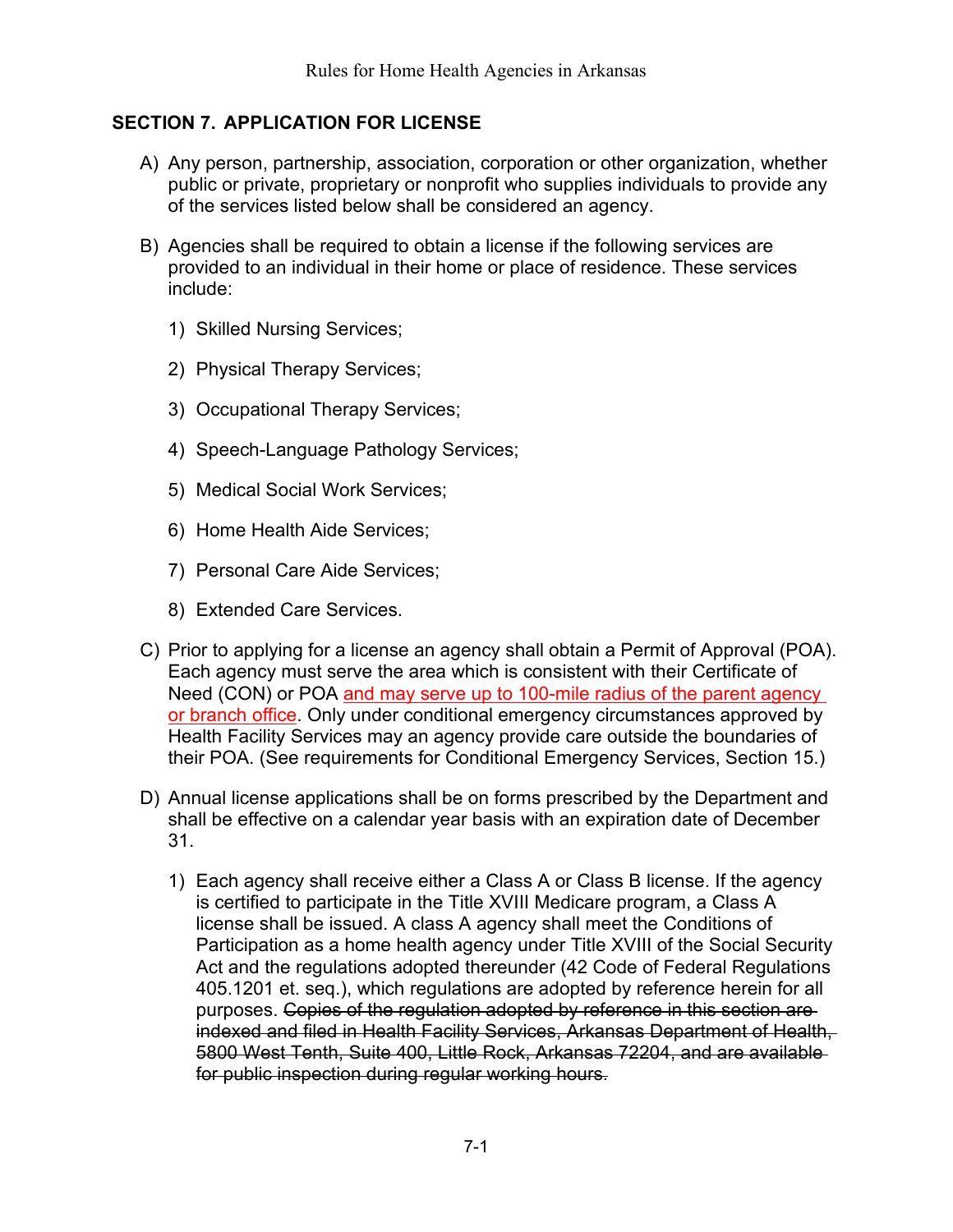## SECTION 7. APPLICATION FOR LICENSE

A) Any person, partnership, association, corporation or other organization, whether public or private, proprietary or nonprofit who supplies individuals to provide any of the services listed below shall be considered an agency.

B) Agencies shall be required to obtain a license if the following services are provided to an individual in their home or place of residence. These services include:

   1) Skilled Nursing Services;

   2) Physical Therapy Services;

   3) Occupational Therapy Services;

   4) Speech-Language Pathology Services;

   5) Medical Social Work Services;

   6) Home Health Aide Services;

   7) Personal Care Aide Services;

   8) Extended Care Services.

C) Prior to applying for a license an agency shall obtain a Permit of Approval (POA). Each agency must serve the area which is consistent with their Certificate of Need (CON) or POA <u>and may serve up to 100-mile radius of the parent agency or branch office</u>. Only under conditional emergency circumstances approved by Health Facility Services may an agency provide care outside the boundaries of their POA. (See requirements for Conditional Emergency Services, Section 15.)

D) Annual license applications shall be on forms prescribed by the Department and shall be effective on a calendar year basis with an expiration date of December 31.

   1) Each agency shall receive either a Class A or Class B license. If the agency is certified to participate in the Title XVIII Medicare program, a Class A license shall be issued. A class A agency shall meet the Conditions of Participation as a home health agency under Title XVIII of the Social Security Act and the regulations adopted thereunder (42 Code of Federal Regulations 405.1201 et. seq.), which regulations are adopted by reference herein for all purposes. ~~Copies of the regulation adopted by reference in this section are indexed and filed in Health Facility Services, Arkansas Department of Health, 5800 West Tenth, Suite 400, Little Rock, Arkansas 72204, and are available for public inspection during regular working hours.~~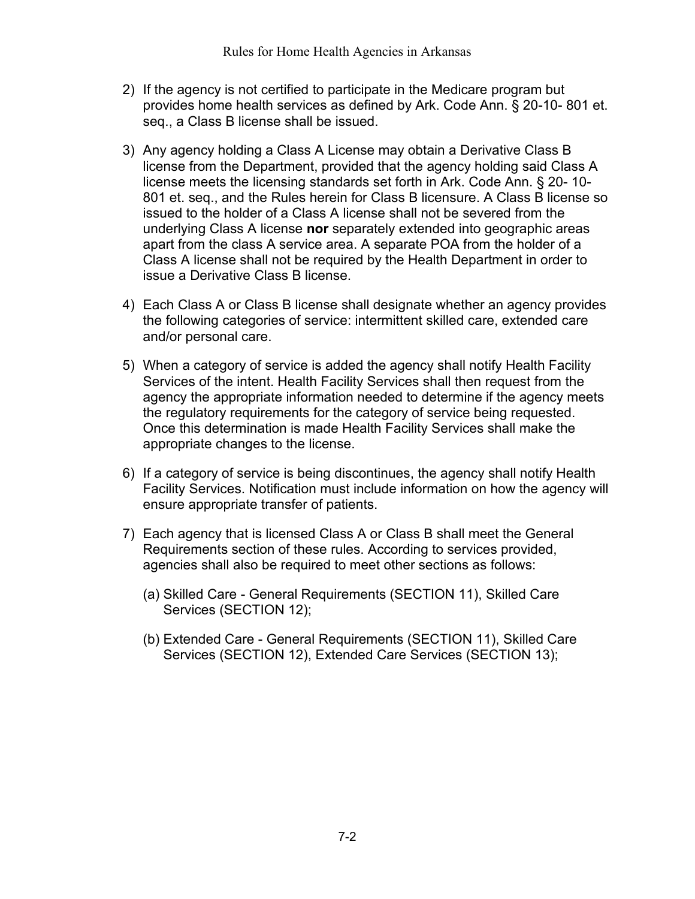2) If the agency is not certified to participate in the Medicare program but provides home health services as defined by Ark. Code Ann. § 20-10- 801 et. seq., a Class B license shall be issued.

3) Any agency holding a Class A License may obtain a Derivative Class B license from the Department, provided that the agency holding said Class A license meets the licensing standards set forth in Ark. Code Ann. § 20- 10- 801 et. seq., and the Rules herein for Class B licensure. A Class B license so issued to the holder of a Class A license shall not be severed from the underlying Class A license **nor** separately extended into geographic areas apart from the class A service area. A separate POA from the holder of a Class A license shall not be required by the Health Department in order to issue a Derivative Class B license.

4) Each Class A or Class B license shall designate whether an agency provides the following categories of service: intermittent skilled care, extended care and/or personal care.

5) When a category of service is added the agency shall notify Health Facility Services of the intent. Health Facility Services shall then request from the agency the appropriate information needed to determine if the agency meets the regulatory requirements for the category of service being requested. Once this determination is made Health Facility Services shall make the appropriate changes to the license.

6) If a category of service is being discontinues, the agency shall notify Health Facility Services. Notification must include information on how the agency will ensure appropriate transfer of patients.

7) Each agency that is licensed Class A or Class B shall meet the General Requirements section of these rules. According to services provided, agencies shall also be required to meet other sections as follows:

   (a) Skilled Care - General Requirements (SECTION 11), Skilled Care Services (SECTION 12);

   (b) Extended Care - General Requirements (SECTION 11), Skilled Care Services (SECTION 12), Extended Care Services (SECTION 13);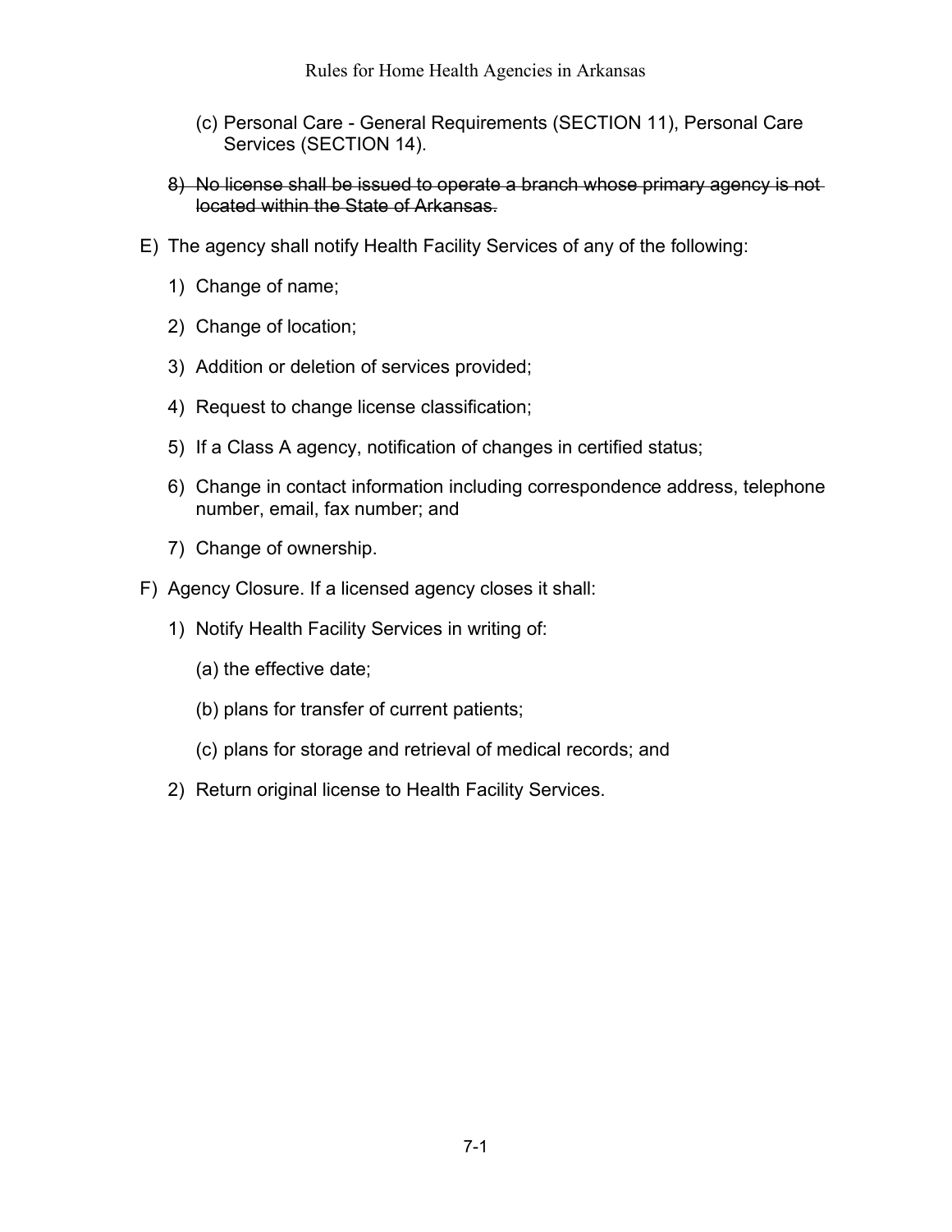(c) Personal Care - General Requirements (SECTION 11), Personal Care Services (SECTION 14).

8) ~~No license shall be issued to operate a branch whose primary agency is not located within the State of Arkansas.~~

E) The agency shall notify Health Facility Services of any of the following:

1) Change of name;

2) Change of location;

3) Addition or deletion of services provided;

4) Request to change license classification;

5) If a Class A agency, notification of changes in certified status;

6) Change in contact information including correspondence address, telephone number, email, fax number; and

7) Change of ownership.

F) Agency Closure. If a licensed agency closes it shall:

1) Notify Health Facility Services in writing of:

(a) the effective date;

(b) plans for transfer of current patients;

(c) plans for storage and retrieval of medical records; and

2) Return original license to Health Facility Services.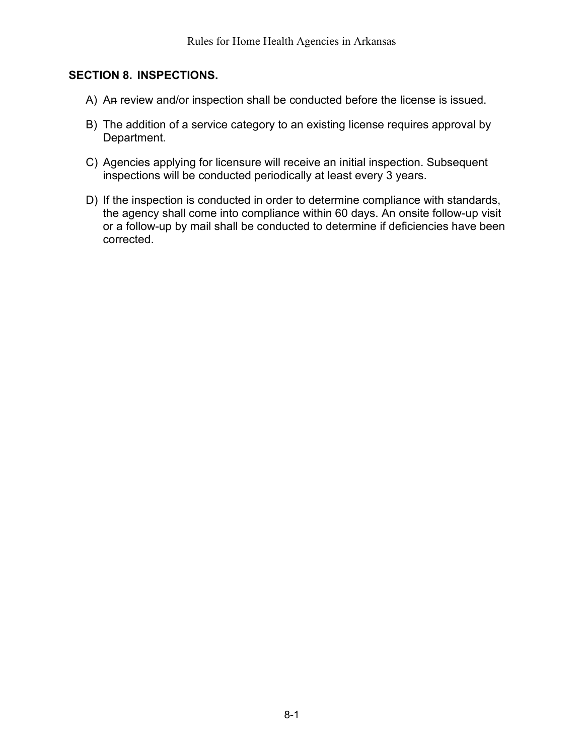## SECTION 8. INSPECTIONS.

A) A~~n~~ review and/or inspection shall be conducted before the license is issued.

B) The addition of a service category to an existing license requires approval by Department.

C) Agencies applying for licensure will receive an initial inspection. Subsequent inspections will be conducted periodically at least every 3 years.

D) If the inspection is conducted in order to determine compliance with standards, the agency shall come into compliance within 60 days. An onsite follow-up visit or a follow-up by mail shall be conducted to determine if deficiencies have been corrected.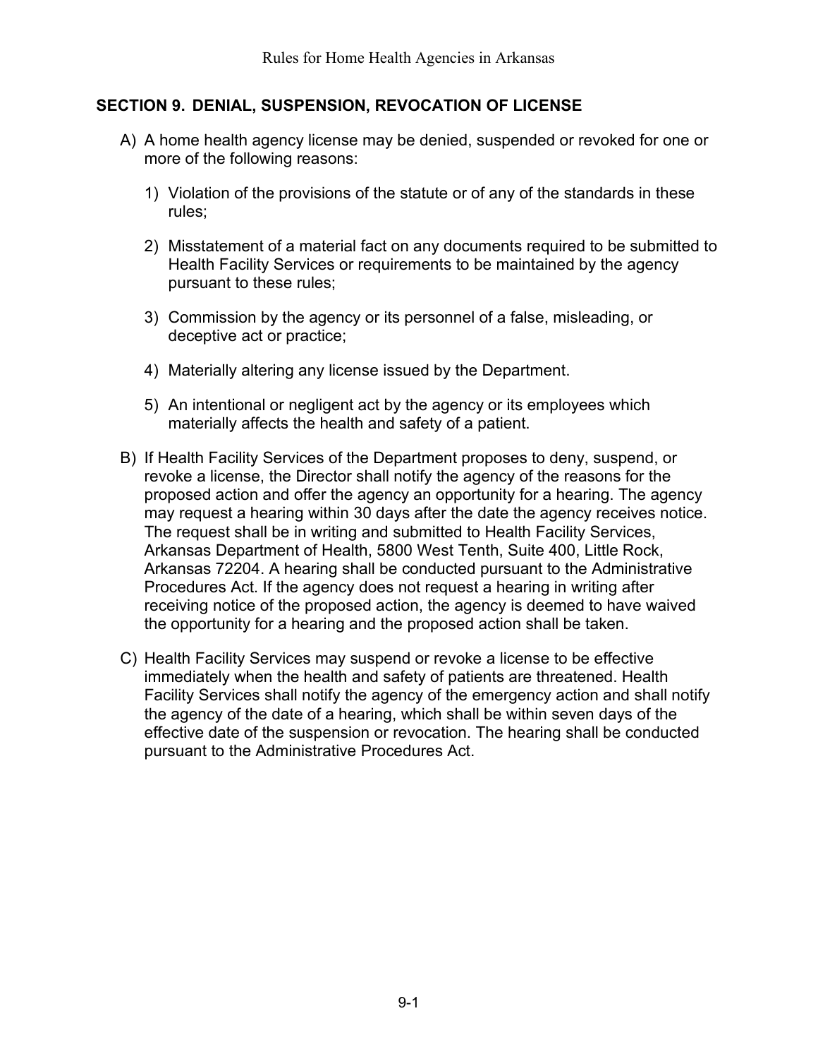## SECTION 9. DENIAL, SUSPENSION, REVOCATION OF LICENSE

A) A home health agency license may be denied, suspended or revoked for one or more of the following reasons:

   1) Violation of the provisions of the statute or of any of the standards in these rules;

   2) Misstatement of a material fact on any documents required to be submitted to Health Facility Services or requirements to be maintained by the agency pursuant to these rules;

   3) Commission by the agency or its personnel of a false, misleading, or deceptive act or practice;

   4) Materially altering any license issued by the Department.

   5) An intentional or negligent act by the agency or its employees which materially affects the health and safety of a patient.

B) If Health Facility Services of the Department proposes to deny, suspend, or revoke a license, the Director shall notify the agency of the reasons for the proposed action and offer the agency an opportunity for a hearing. The agency may request a hearing within 30 days after the date the agency receives notice. The request shall be in writing and submitted to Health Facility Services, Arkansas Department of Health, 5800 West Tenth, Suite 400, Little Rock, Arkansas 72204. A hearing shall be conducted pursuant to the Administrative Procedures Act. If the agency does not request a hearing in writing after receiving notice of the proposed action, the agency is deemed to have waived the opportunity for a hearing and the proposed action shall be taken.

C) Health Facility Services may suspend or revoke a license to be effective immediately when the health and safety of patients are threatened. Health Facility Services shall notify the agency of the emergency action and shall notify the agency of the date of a hearing, which shall be within seven days of the effective date of the suspension or revocation. The hearing shall be conducted pursuant to the Administrative Procedures Act.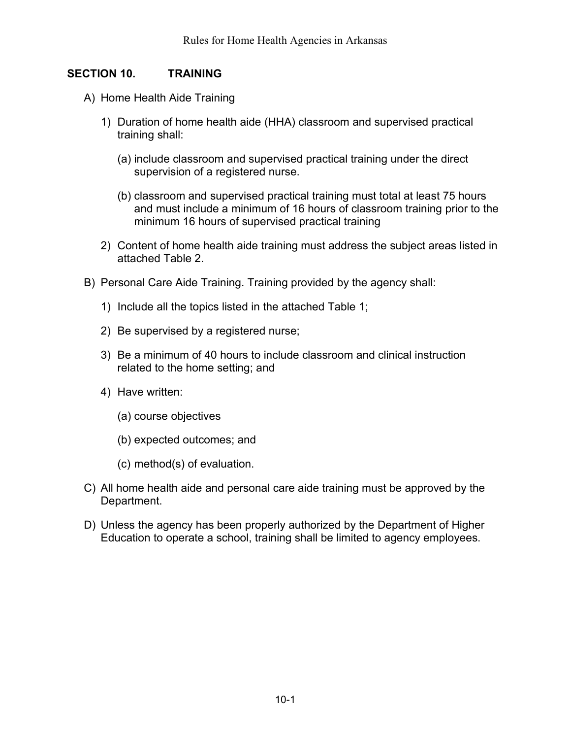## SECTION 10. TRAINING

A) Home Health Aide Training

1) Duration of home health aide (HHA) classroom and supervised practical training shall:

   (a) include classroom and supervised practical training under the direct supervision of a registered nurse.

   (b) classroom and supervised practical training must total at least 75 hours and must include a minimum of 16 hours of classroom training prior to the minimum 16 hours of supervised practical training

2) Content of home health aide training must address the subject areas listed in attached Table 2.

B) Personal Care Aide Training. Training provided by the agency shall:

1) Include all the topics listed in the attached Table 1;

2) Be supervised by a registered nurse;

3) Be a minimum of 40 hours to include classroom and clinical instruction related to the home setting; and

4) Have written:

   (a) course objectives

   (b) expected outcomes; and

   (c) method(s) of evaluation.

C) All home health aide and personal care aide training must be approved by the Department.

D) Unless the agency has been properly authorized by the Department of Higher Education to operate a school, training shall be limited to agency employees.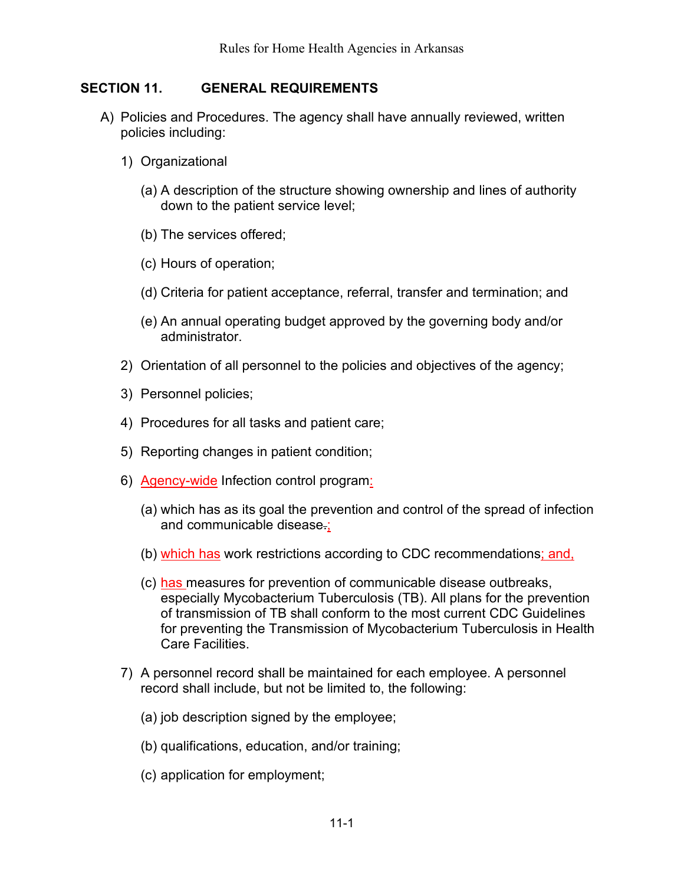## SECTION 11. GENERAL REQUIREMENTS

A) Policies and Procedures. The agency shall have annually reviewed, written policies including:

1) Organizational

(a) A description of the structure showing ownership and lines of authority down to the patient service level;

(b) The services offered;

(c) Hours of operation;

(d) Criteria for patient acceptance, referral, transfer and termination; and

(e) An annual operating budget approved by the governing body and/or administrator.

2) Orientation of all personnel to the policies and objectives of the agency;

3) Personnel policies;

4) Procedures for all tasks and patient care;

5) Reporting changes in patient condition;

6) Agency-wide Infection control program:

(a) which has as its goal the prevention and control of the spread of infection and communicable disease.;

(b) which has work restrictions according to CDC recommendations; and,

(c) has measures for prevention of communicable disease outbreaks, especially Mycobacterium Tuberculosis (TB). All plans for the prevention of transmission of TB shall conform to the most current CDC Guidelines for preventing the Transmission of Mycobacterium Tuberculosis in Health Care Facilities.

7) A personnel record shall be maintained for each employee. A personnel record shall include, but not be limited to, the following:

(a) job description signed by the employee;

(b) qualifications, education, and/or training;

(c) application for employment;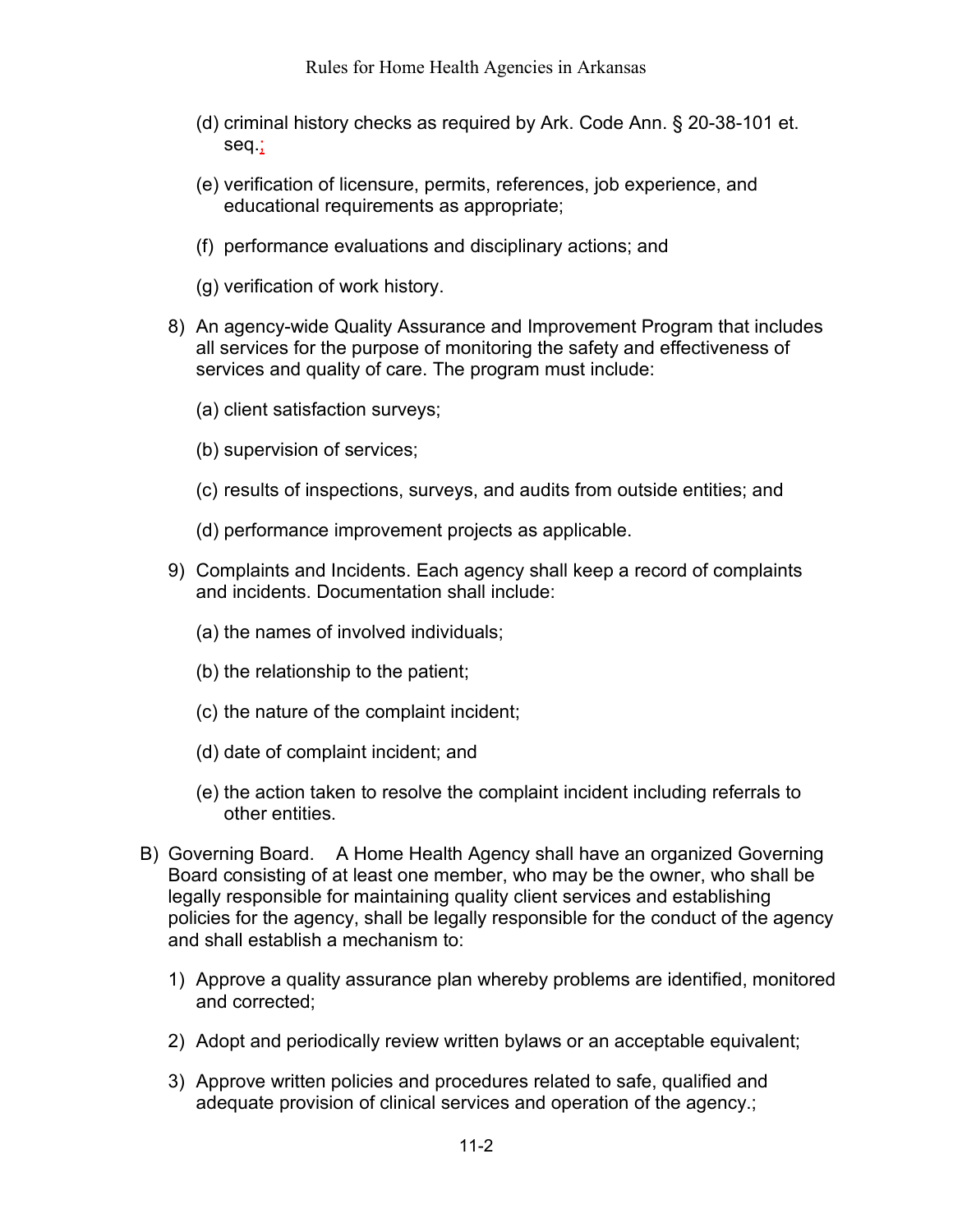(d) criminal history checks as required by Ark. Code Ann. § 20-38-101 et. seq.;

(e) verification of licensure, permits, references, job experience, and educational requirements as appropriate;

(f) performance evaluations and disciplinary actions; and

(g) verification of work history.

8) An agency-wide Quality Assurance and Improvement Program that includes all services for the purpose of monitoring the safety and effectiveness of services and quality of care. The program must include:

(a) client satisfaction surveys;

(b) supervision of services;

(c) results of inspections, surveys, and audits from outside entities; and

(d) performance improvement projects as applicable.

9) Complaints and Incidents. Each agency shall keep a record of complaints and incidents. Documentation shall include:

(a) the names of involved individuals;

(b) the relationship to the patient;

(c) the nature of the complaint incident;

(d) date of complaint incident; and

(e) the action taken to resolve the complaint incident including referrals to other entities.

B) Governing Board. A Home Health Agency shall have an organized Governing Board consisting of at least one member, who may be the owner, who shall be legally responsible for maintaining quality client services and establishing policies for the agency, shall be legally responsible for the conduct of the agency and shall establish a mechanism to:

1) Approve a quality assurance plan whereby problems are identified, monitored and corrected;

2) Adopt and periodically review written bylaws or an acceptable equivalent;

3) Approve written policies and procedures related to safe, qualified and adequate provision of clinical services and operation of the agency.;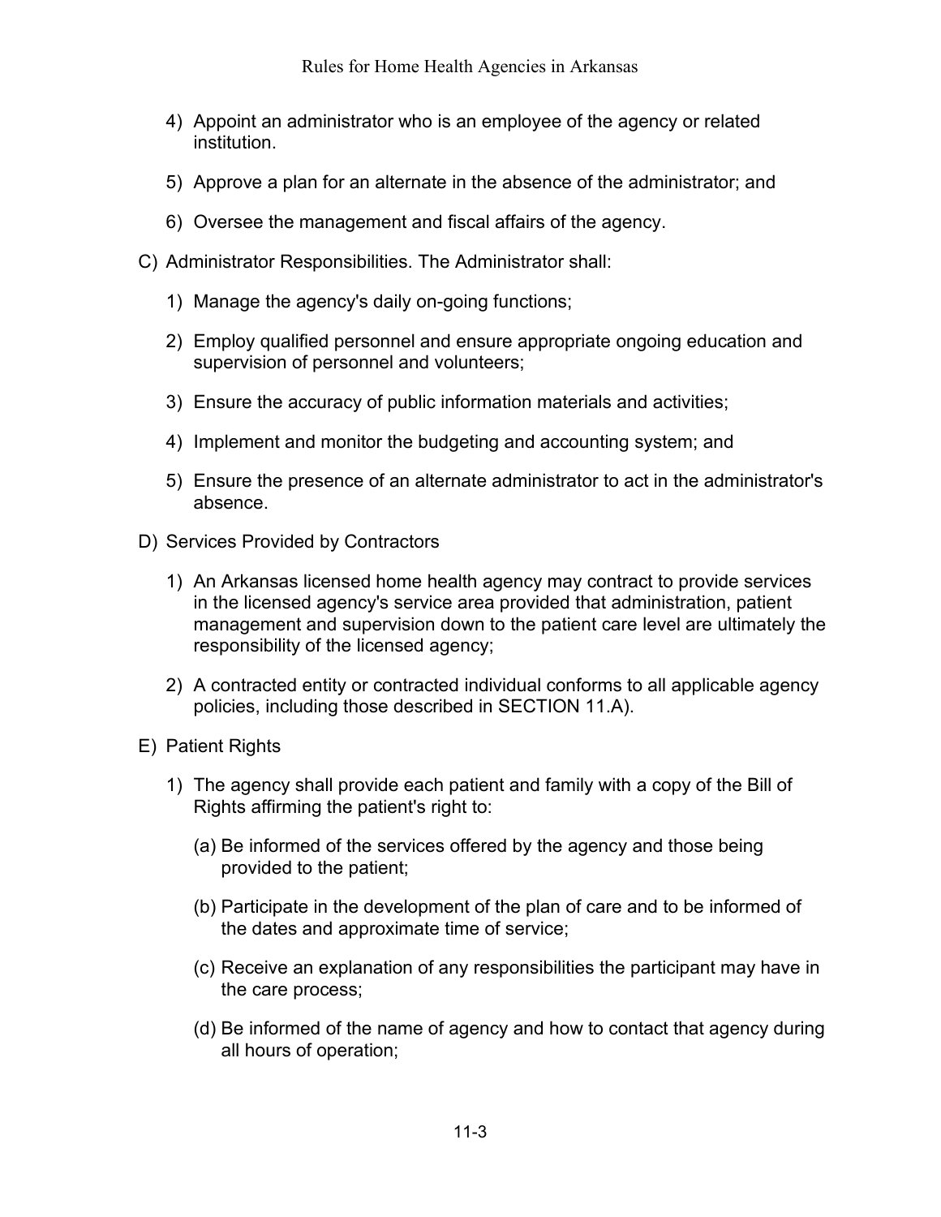4) Appoint an administrator who is an employee of the agency or related institution.

5) Approve a plan for an alternate in the absence of the administrator; and

6) Oversee the management and fiscal affairs of the agency.

C) Administrator Responsibilities. The Administrator shall:

1) Manage the agency's daily on-going functions;

2) Employ qualified personnel and ensure appropriate ongoing education and supervision of personnel and volunteers;

3) Ensure the accuracy of public information materials and activities;

4) Implement and monitor the budgeting and accounting system; and

5) Ensure the presence of an alternate administrator to act in the administrator's absence.

D) Services Provided by Contractors

1) An Arkansas licensed home health agency may contract to provide services in the licensed agency's service area provided that administration, patient management and supervision down to the patient care level are ultimately the responsibility of the licensed agency;

2) A contracted entity or contracted individual conforms to all applicable agency policies, including those described in SECTION 11.A).

E) Patient Rights

1) The agency shall provide each patient and family with a copy of the Bill of Rights affirming the patient's right to:

(a) Be informed of the services offered by the agency and those being provided to the patient;

(b) Participate in the development of the plan of care and to be informed of the dates and approximate time of service;

(c) Receive an explanation of any responsibilities the participant may have in the care process;

(d) Be informed of the name of agency and how to contact that agency during all hours of operation;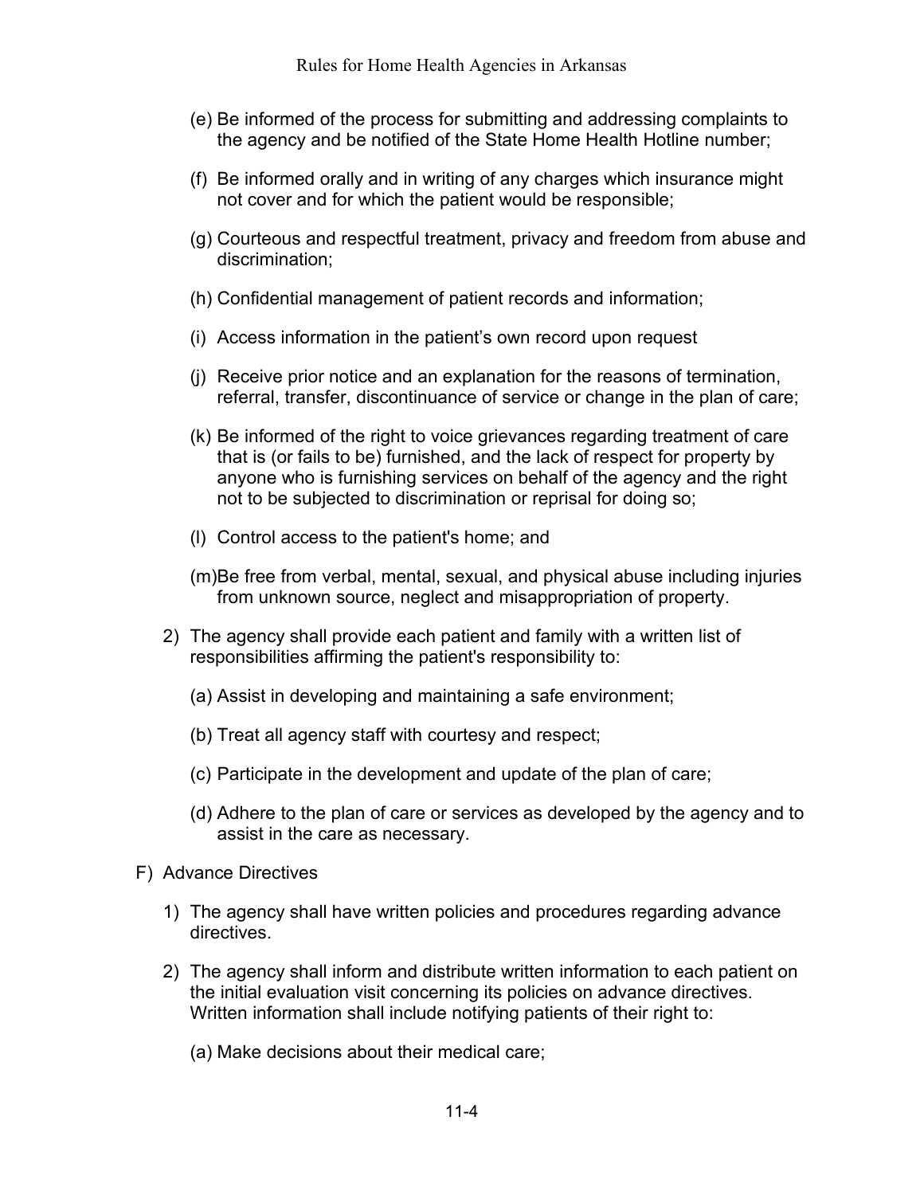(e) Be informed of the process for submitting and addressing complaints to the agency and be notified of the State Home Health Hotline number;

(f) Be informed orally and in writing of any charges which insurance might not cover and for which the patient would be responsible;

(g) Courteous and respectful treatment, privacy and freedom from abuse and discrimination;

(h) Confidential management of patient records and information;

(i) Access information in the patient’s own record upon request

(j) Receive prior notice and an explanation for the reasons of termination, referral, transfer, discontinuance of service or change in the plan of care;

(k) Be informed of the right to voice grievances regarding treatment of care that is (or fails to be) furnished, and the lack of respect for property by anyone who is furnishing services on behalf of the agency and the right not to be subjected to discrimination or reprisal for doing so;

(l) Control access to the patient's home; and

(m) Be free from verbal, mental, sexual, and physical abuse including injuries from unknown source, neglect and misappropriation of property.

2) The agency shall provide each patient and family with a written list of responsibilities affirming the patient's responsibility to:

(a) Assist in developing and maintaining a safe environment;

(b) Treat all agency staff with courtesy and respect;

(c) Participate in the development and update of the plan of care;

(d) Adhere to the plan of care or services as developed by the agency and to assist in the care as necessary.

F) Advance Directives

1) The agency shall have written policies and procedures regarding advance directives.

2) The agency shall inform and distribute written information to each patient on the initial evaluation visit concerning its policies on advance directives. Written information shall include notifying patients of their right to:

(a) Make decisions about their medical care;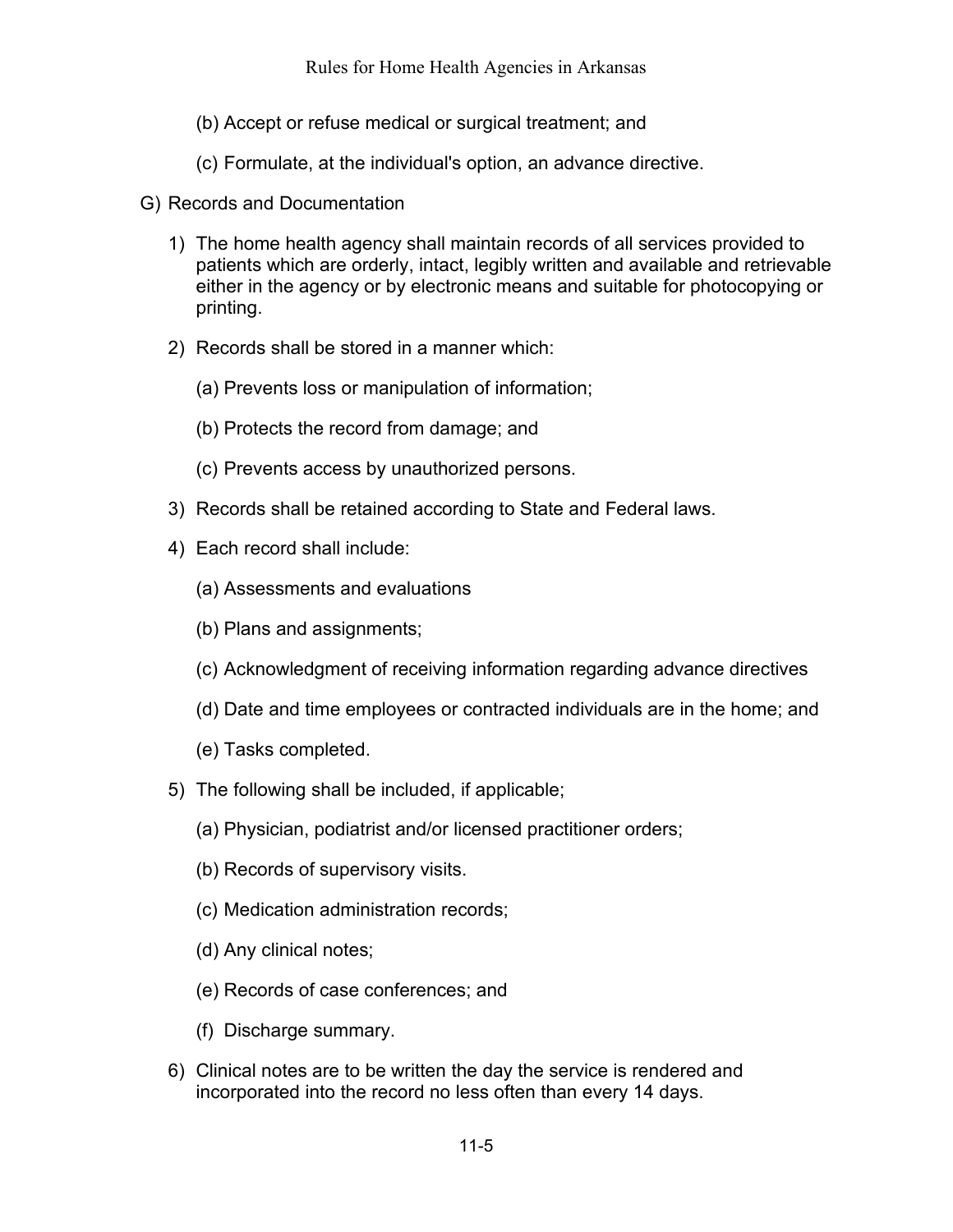(b) Accept or refuse medical or surgical treatment; and

(c) Formulate, at the individual's option, an advance directive.

G) Records and Documentation

1) The home health agency shall maintain records of all services provided to patients which are orderly, intact, legibly written and available and retrievable either in the agency or by electronic means and suitable for photocopying or printing.

2) Records shall be stored in a manner which:

   (a) Prevents loss or manipulation of information;

   (b) Protects the record from damage; and

   (c) Prevents access by unauthorized persons.

3) Records shall be retained according to State and Federal laws.

4) Each record shall include:

   (a) Assessments and evaluations

   (b) Plans and assignments;

   (c) Acknowledgment of receiving information regarding advance directives

   (d) Date and time employees or contracted individuals are in the home; and

   (e) Tasks completed.

5) The following shall be included, if applicable;

   (a) Physician, podiatrist and/or licensed practitioner orders;

   (b) Records of supervisory visits.

   (c) Medication administration records;

   (d) Any clinical notes;

   (e) Records of case conferences; and

   (f) Discharge summary.

6) Clinical notes are to be written the day the service is rendered and incorporated into the record no less often than every 14 days.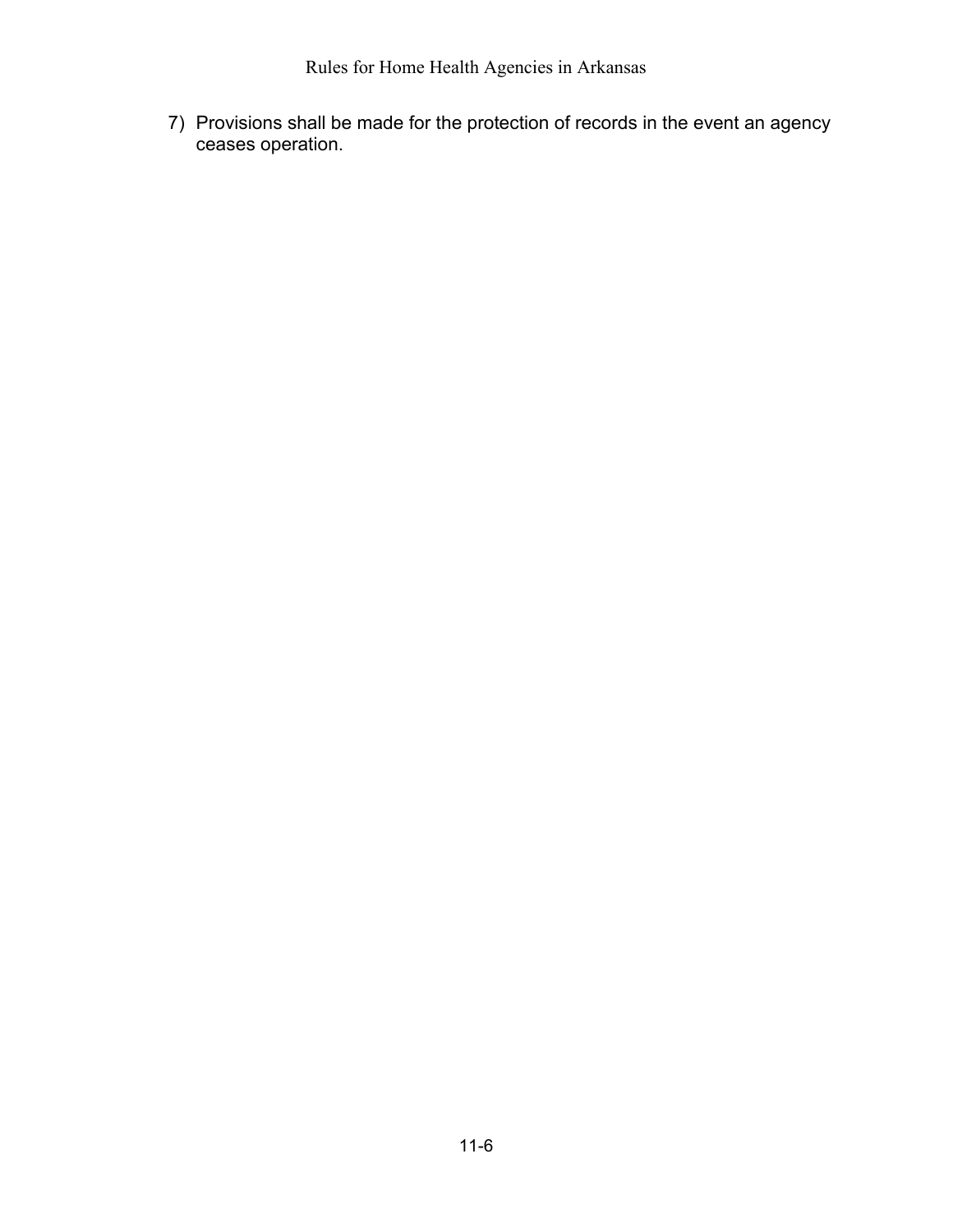7) Provisions shall be made for the protection of records in the event an agency ceases operation.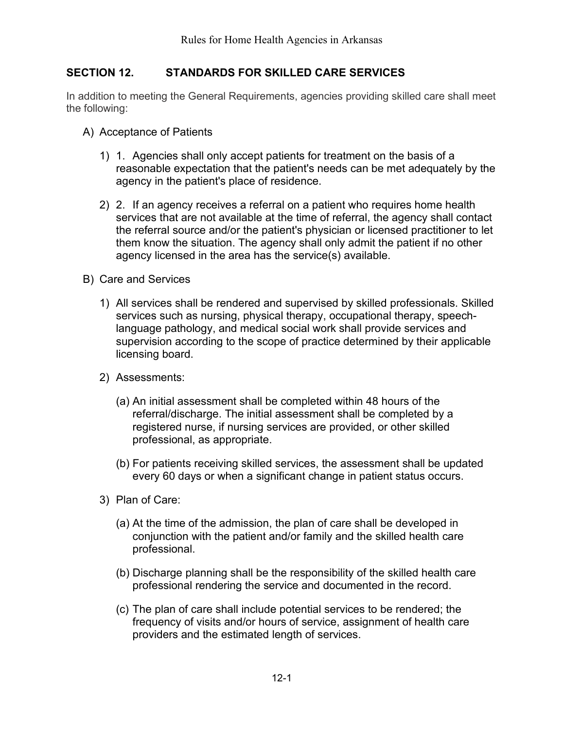## SECTION 12. STANDARDS FOR SKILLED CARE SERVICES

In addition to meeting the General Requirements, agencies providing skilled care shall meet the following:

A) Acceptance of Patients

1) 1. Agencies shall only accept patients for treatment on the basis of a reasonable expectation that the patient's needs can be met adequately by the agency in the patient's place of residence.

2) 2. If an agency receives a referral on a patient who requires home health services that are not available at the time of referral, the agency shall contact the referral source and/or the patient's physician or licensed practitioner to let them know the situation. The agency shall only admit the patient if no other agency licensed in the area has the service(s) available.

B) Care and Services

1) All services shall be rendered and supervised by skilled professionals. Skilled services such as nursing, physical therapy, occupational therapy, speech-language pathology, and medical social work shall provide services and supervision according to the scope of practice determined by their applicable licensing board.

2) Assessments:

(a) An initial assessment shall be completed within 48 hours of the referral/discharge. The initial assessment shall be completed by a registered nurse, if nursing services are provided, or other skilled professional, as appropriate.

(b) For patients receiving skilled services, the assessment shall be updated every 60 days or when a significant change in patient status occurs.

3) Plan of Care:

(a) At the time of the admission, the plan of care shall be developed in conjunction with the patient and/or family and the skilled health care professional.

(b) Discharge planning shall be the responsibility of the skilled health care professional rendering the service and documented in the record.

(c) The plan of care shall include potential services to be rendered; the frequency of visits and/or hours of service, assignment of health care providers and the estimated length of services.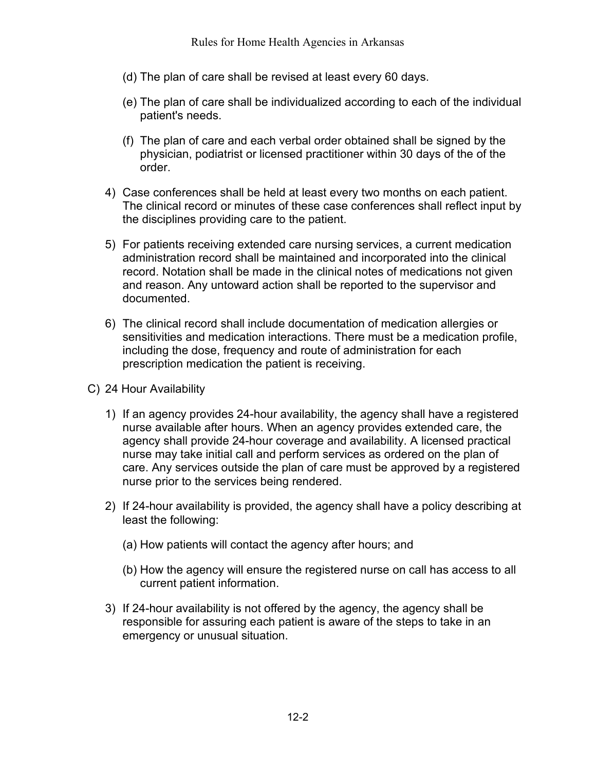(d) The plan of care shall be revised at least every 60 days.

(e) The plan of care shall be individualized according to each of the individual patient's needs.

(f) The plan of care and each verbal order obtained shall be signed by the physician, podiatrist or licensed practitioner within 30 days of the of the order.

4) Case conferences shall be held at least every two months on each patient. The clinical record or minutes of these case conferences shall reflect input by the disciplines providing care to the patient.

5) For patients receiving extended care nursing services, a current medication administration record shall be maintained and incorporated into the clinical record. Notation shall be made in the clinical notes of medications not given and reason. Any untoward action shall be reported to the supervisor and documented.

6) The clinical record shall include documentation of medication allergies or sensitivities and medication interactions. There must be a medication profile, including the dose, frequency and route of administration for each prescription medication the patient is receiving.

C) 24 Hour Availability

1) If an agency provides 24-hour availability, the agency shall have a registered nurse available after hours. When an agency provides extended care, the agency shall provide 24-hour coverage and availability. A licensed practical nurse may take initial call and perform services as ordered on the plan of care. Any services outside the plan of care must be approved by a registered nurse prior to the services being rendered.

2) If 24-hour availability is provided, the agency shall have a policy describing at least the following:

(a) How patients will contact the agency after hours; and

(b) How the agency will ensure the registered nurse on call has access to all current patient information.

3) If 24-hour availability is not offered by the agency, the agency shall be responsible for assuring each patient is aware of the steps to take in an emergency or unusual situation.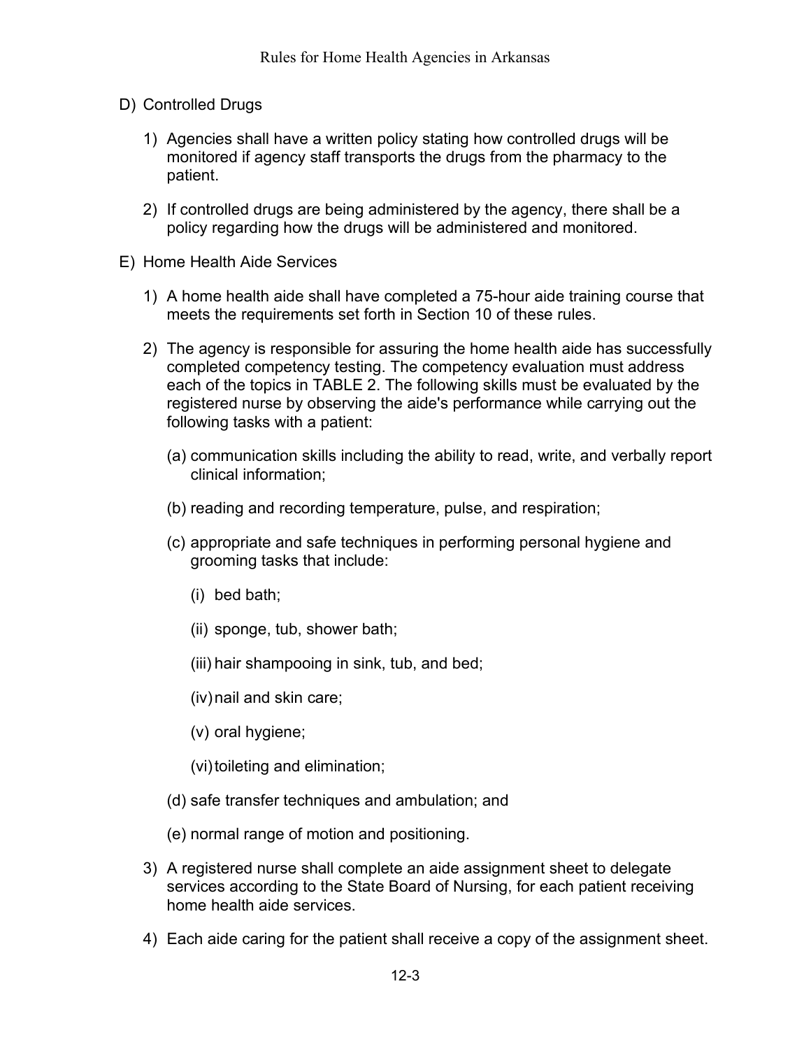D) Controlled Drugs

1) Agencies shall have a written policy stating how controlled drugs will be monitored if agency staff transports the drugs from the pharmacy to the patient.

2) If controlled drugs are being administered by the agency, there shall be a policy regarding how the drugs will be administered and monitored.

E) Home Health Aide Services

1) A home health aide shall have completed a 75-hour aide training course that meets the requirements set forth in Section 10 of these rules.

2) The agency is responsible for assuring the home health aide has successfully completed competency testing. The competency evaluation must address each of the topics in TABLE 2. The following skills must be evaluated by the registered nurse by observing the aide's performance while carrying out the following tasks with a patient:

   (a) communication skills including the ability to read, write, and verbally report clinical information;

   (b) reading and recording temperature, pulse, and respiration;

   (c) appropriate and safe techniques in performing personal hygiene and grooming tasks that include:

      (i) bed bath;

      (ii) sponge, tub, shower bath;

      (iii) hair shampooing in sink, tub, and bed;

      (iv) nail and skin care;

      (v) oral hygiene;

      (vi) toileting and elimination;

   (d) safe transfer techniques and ambulation; and

   (e) normal range of motion and positioning.

3) A registered nurse shall complete an aide assignment sheet to delegate services according to the State Board of Nursing, for each patient receiving home health aide services.

4) Each aide caring for the patient shall receive a copy of the assignment sheet.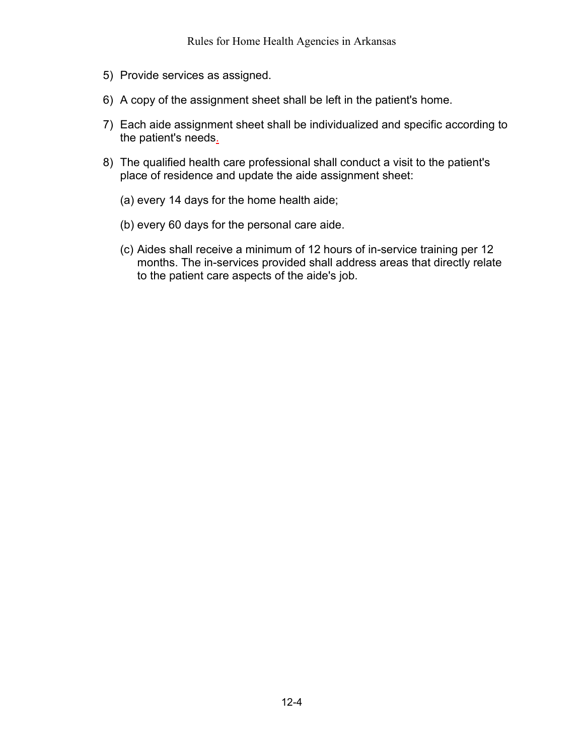5) Provide services as assigned.

6) A copy of the assignment sheet shall be left in the patient's home.

7) Each aide assignment sheet shall be individualized and specific according to the patient's needs.

8) The qualified health care professional shall conduct a visit to the patient's place of residence and update the aide assignment sheet:

   (a) every 14 days for the home health aide;

   (b) every 60 days for the personal care aide.

   (c) Aides shall receive a minimum of 12 hours of in-service training per 12 months. The in-services provided shall address areas that directly relate to the patient care aspects of the aide's job.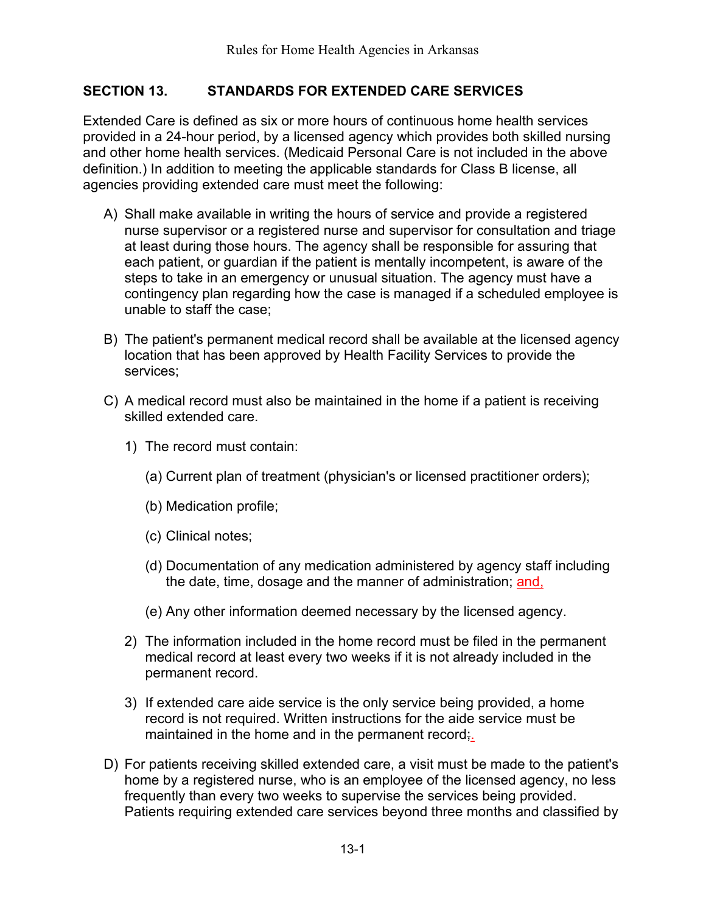## SECTION 13. STANDARDS FOR EXTENDED CARE SERVICES

Extended Care is defined as six or more hours of continuous home health services provided in a 24-hour period, by a licensed agency which provides both skilled nursing and other home health services. (Medicaid Personal Care is not included in the above definition.) In addition to meeting the applicable standards for Class B license, all agencies providing extended care must meet the following:

A) Shall make available in writing the hours of service and provide a registered nurse supervisor or a registered nurse and supervisor for consultation and triage at least during those hours. The agency shall be responsible for assuring that each patient, or guardian if the patient is mentally incompetent, is aware of the steps to take in an emergency or unusual situation. The agency must have a contingency plan regarding how the case is managed if a scheduled employee is unable to staff the case;

B) The patient's permanent medical record shall be available at the licensed agency location that has been approved by Health Facility Services to provide the services;

C) A medical record must also be maintained in the home if a patient is receiving skilled extended care.

   1) The record must contain:

      (a) Current plan of treatment (physician's or licensed practitioner orders);

      (b) Medication profile;

      (c) Clinical notes;

      (d) Documentation of any medication administered by agency staff including the date, time, dosage and the manner of administration; and,

      (e) Any other information deemed necessary by the licensed agency.

   2) The information included in the home record must be filed in the permanent medical record at least every two weeks if it is not already included in the permanent record.

   3) If extended care aide service is the only service being provided, a home record is not required. Written instructions for the aide service must be maintained in the home and in the permanent record;.

D) For patients receiving skilled extended care, a visit must be made to the patient's home by a registered nurse, who is an employee of the licensed agency, no less frequently than every two weeks to supervise the services being provided. Patients requiring extended care services beyond three months and classified by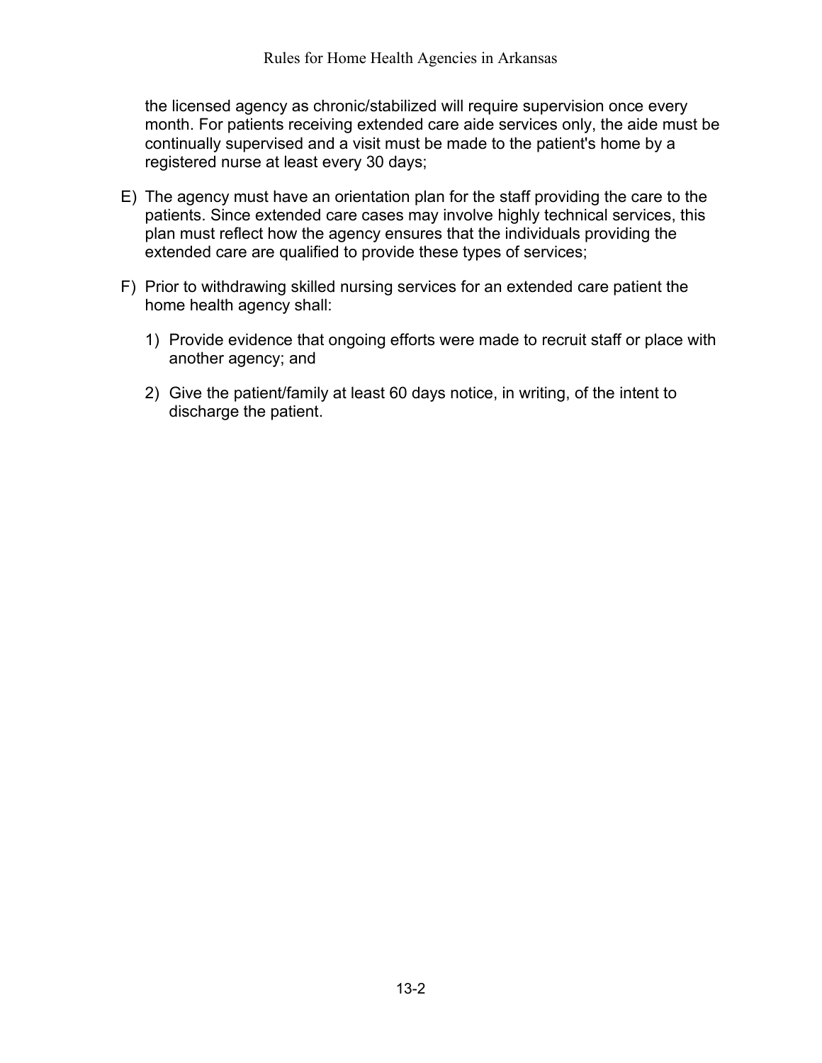the licensed agency as chronic/stabilized will require supervision once every month. For patients receiving extended care aide services only, the aide must be continually supervised and a visit must be made to the patient's home by a registered nurse at least every 30 days;

E) The agency must have an orientation plan for the staff providing the care to the patients. Since extended care cases may involve highly technical services, this plan must reflect how the agency ensures that the individuals providing the extended care are qualified to provide these types of services;

F) Prior to withdrawing skilled nursing services for an extended care patient the home health agency shall:

   1) Provide evidence that ongoing efforts were made to recruit staff or place with another agency; and

   2) Give the patient/family at least 60 days notice, in writing, of the intent to discharge the patient.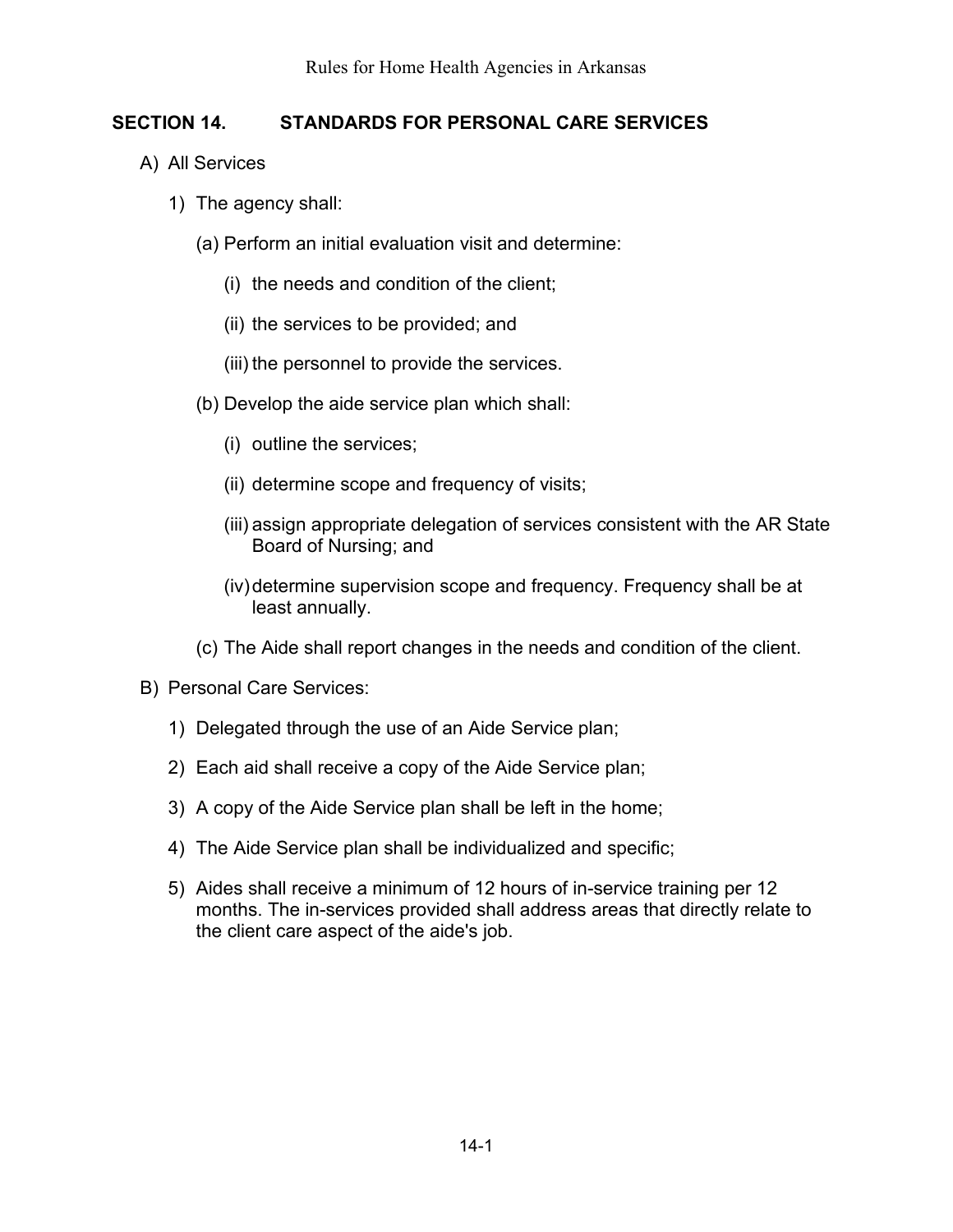## SECTION 14. STANDARDS FOR PERSONAL CARE SERVICES

A) All Services

1) The agency shall:

(a) Perform an initial evaluation visit and determine:

(i) the needs and condition of the client;

(ii) the services to be provided; and

(iii) the personnel to provide the services.

(b) Develop the aide service plan which shall:

(i) outline the services;

(ii) determine scope and frequency of visits;

(iii) assign appropriate delegation of services consistent with the AR State Board of Nursing; and

(iv) determine supervision scope and frequency. Frequency shall be at least annually.

(c) The Aide shall report changes in the needs and condition of the client.

B) Personal Care Services:

1) Delegated through the use of an Aide Service plan;

2) Each aid shall receive a copy of the Aide Service plan;

3) A copy of the Aide Service plan shall be left in the home;

4) The Aide Service plan shall be individualized and specific;

5) Aides shall receive a minimum of 12 hours of in-service training per 12 months. The in-services provided shall address areas that directly relate to the client care aspect of the aide's job.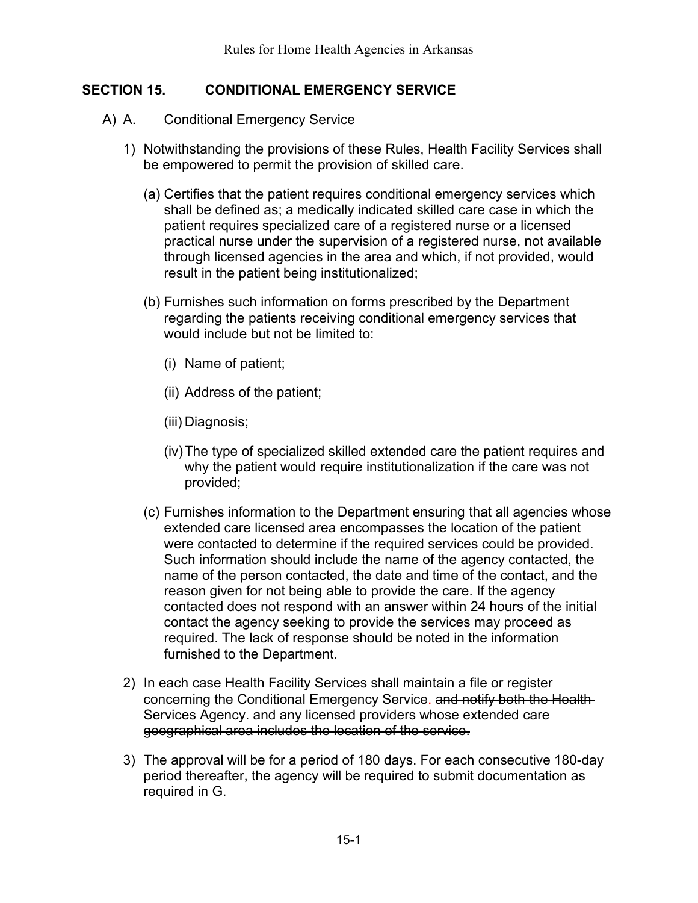## SECTION 15. CONDITIONAL EMERGENCY SERVICE

A) A. Conditional Emergency Service

1) Notwithstanding the provisions of these Rules, Health Facility Services shall be empowered to permit the provision of skilled care.

   (a) Certifies that the patient requires conditional emergency services which shall be defined as; a medically indicated skilled care case in which the patient requires specialized care of a registered nurse or a licensed practical nurse under the supervision of a registered nurse, not available through licensed agencies in the area and which, if not provided, would result in the patient being institutionalized;

   (b) Furnishes such information on forms prescribed by the Department regarding the patients receiving conditional emergency services that would include but not be limited to:

      (i) Name of patient;

      (ii) Address of the patient;

      (iii) Diagnosis;

      (iv) The type of specialized skilled extended care the patient requires and why the patient would require institutionalization if the care was not provided;

   (c) Furnishes information to the Department ensuring that all agencies whose extended care licensed area encompasses the location of the patient were contacted to determine if the required services could be provided. Such information should include the name of the agency contacted, the name of the person contacted, the date and time of the contact, and the reason given for not being able to provide the care. If the agency contacted does not respond with an answer within 24 hours of the initial contact the agency seeking to provide the services may proceed as required. The lack of response should be noted in the information furnished to the Department.

2) In each case Health Facility Services shall maintain a file or register concerning the Conditional Emergency Service. ~~and notify both the Health Services Agency. and any licensed providers whose extended care geographical area includes the location of the service.~~

3) The approval will be for a period of 180 days. For each consecutive 180-day period thereafter, the agency will be required to submit documentation as required in G.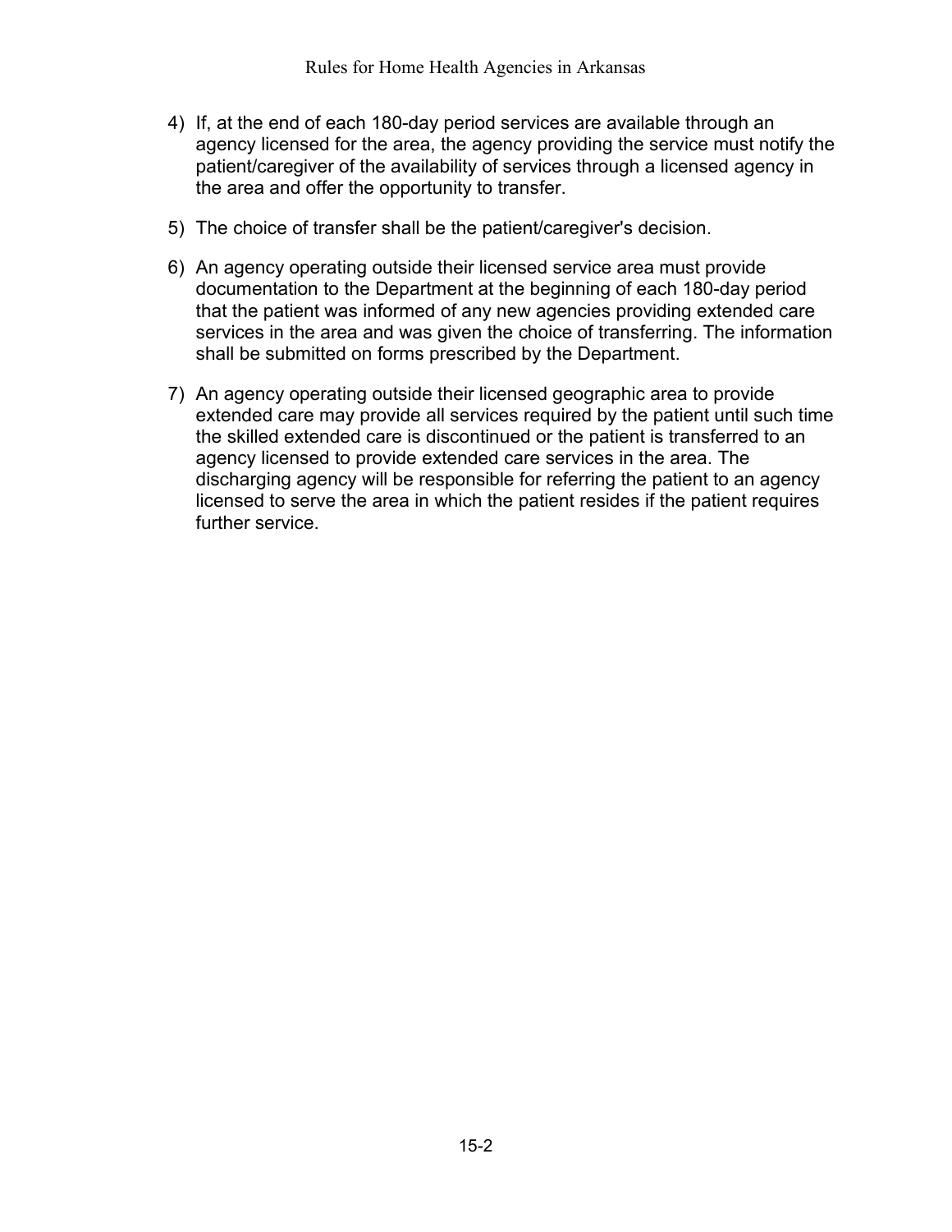4) If, at the end of each 180-day period services are available through an agency licensed for the area, the agency providing the service must notify the patient/caregiver of the availability of services through a licensed agency in the area and offer the opportunity to transfer.

5) The choice of transfer shall be the patient/caregiver's decision.

6) An agency operating outside their licensed service area must provide documentation to the Department at the beginning of each 180-day period that the patient was informed of any new agencies providing extended care services in the area and was given the choice of transferring. The information shall be submitted on forms prescribed by the Department.

7) An agency operating outside their licensed geographic area to provide extended care may provide all services required by the patient until such time the skilled extended care is discontinued or the patient is transferred to an agency licensed to provide extended care services in the area. The discharging agency will be responsible for referring the patient to an agency licensed to serve the area in which the patient resides if the patient requires further service.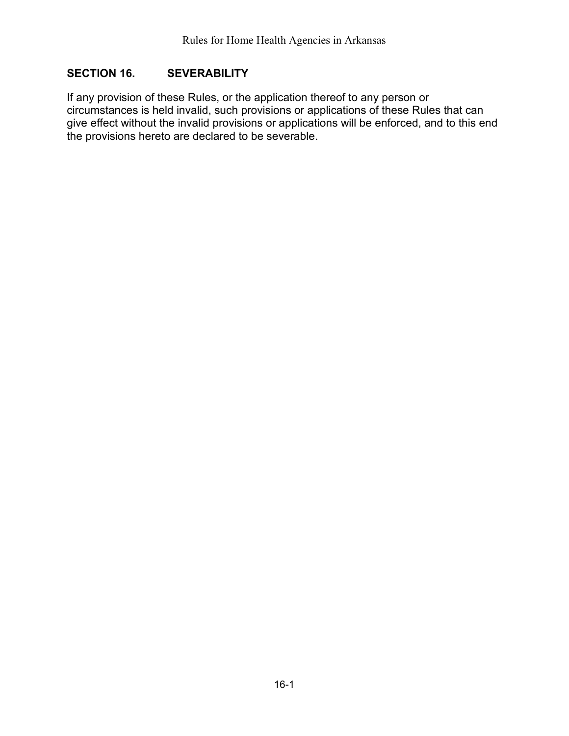## SECTION 16. SEVERABILITY

If any provision of these Rules, or the application thereof to any person or circumstances is held invalid, such provisions or applications of these Rules that can give effect without the invalid provisions or applications will be enforced, and to this end the provisions hereto are declared to be severable.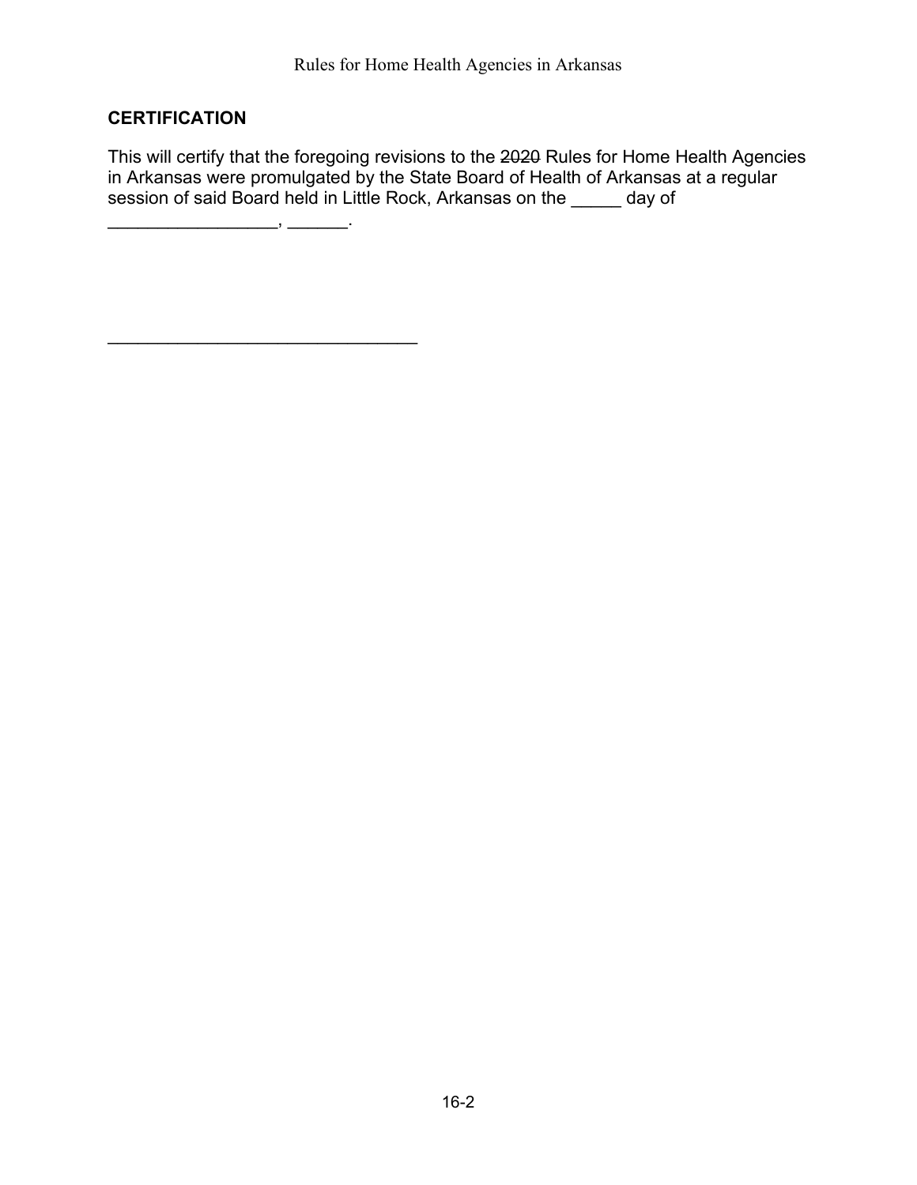## CERTIFICATION

This will certify that the foregoing revisions to the ~~2020~~ Rules for Home Health Agencies in Arkansas were promulgated by the State Board of Health of Arkansas at a regular session of said Board held in Little Rock, Arkansas on the _____ day of _________________, ______.

________________________________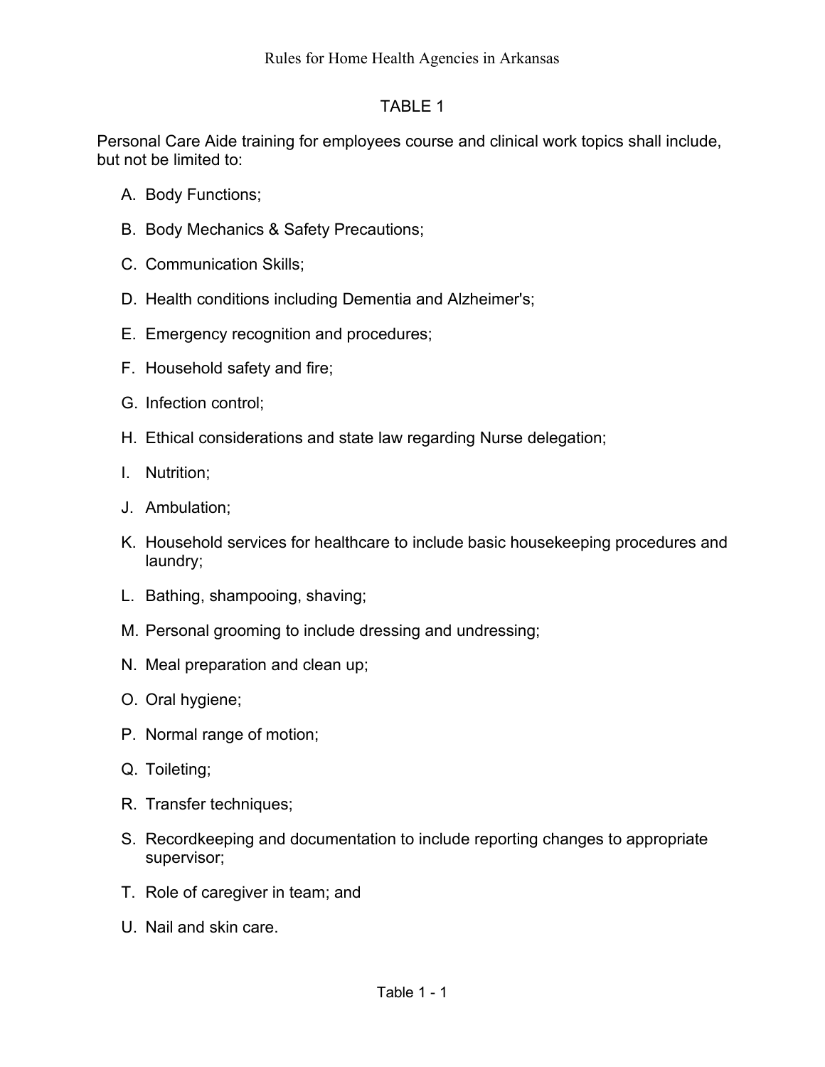# TABLE 1

Personal Care Aide training for employees course and clinical work topics shall include, but not be limited to:

A. Body Functions;

B. Body Mechanics & Safety Precautions;

C. Communication Skills;

D. Health conditions including Dementia and Alzheimer's;

E. Emergency recognition and procedures;

F. Household safety and fire;

G. Infection control;

H. Ethical considerations and state law regarding Nurse delegation;

I. Nutrition;

J. Ambulation;

K. Household services for healthcare to include basic housekeeping procedures and laundry;

L. Bathing, shampooing, shaving;

M. Personal grooming to include dressing and undressing;

N. Meal preparation and clean up;

O. Oral hygiene;

P. Normal range of motion;

Q. Toileting;

R. Transfer techniques;

S. Recordkeeping and documentation to include reporting changes to appropriate supervisor;

T. Role of caregiver in team; and

U. Nail and skin care.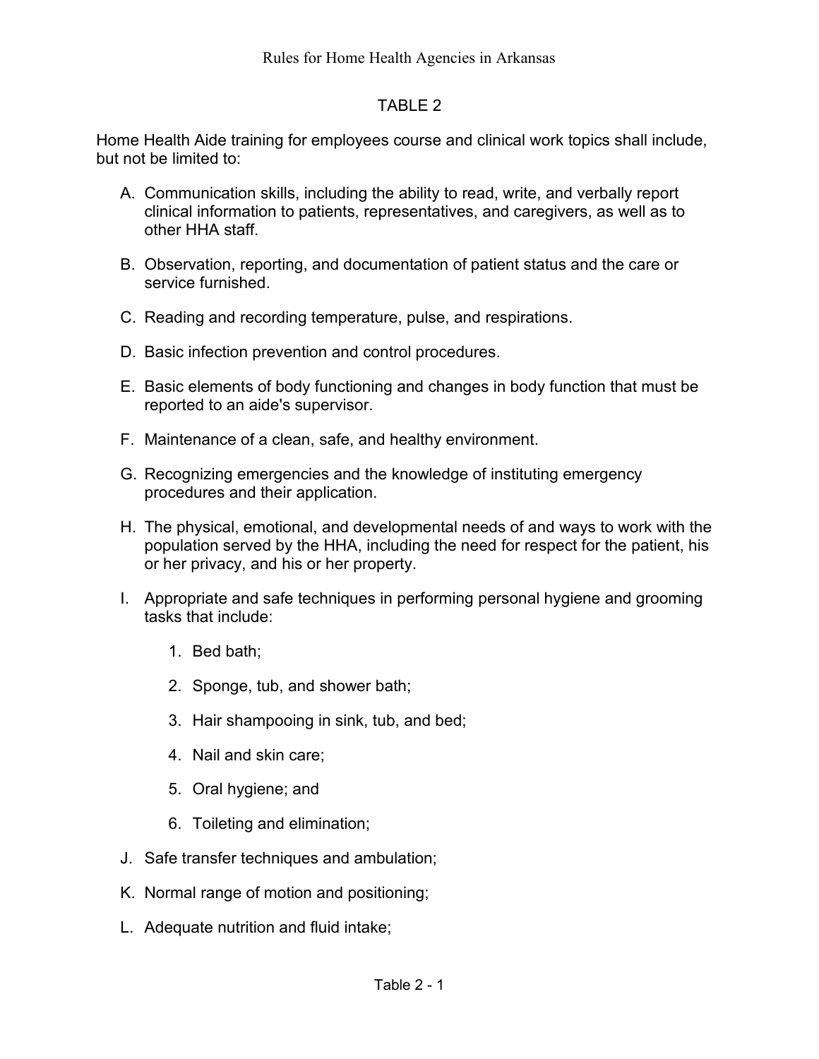# TABLE 2

Home Health Aide training for employees course and clinical work topics shall include, but not be limited to:

A. Communication skills, including the ability to read, write, and verbally report clinical information to patients, representatives, and caregivers, as well as to other HHA staff.

B. Observation, reporting, and documentation of patient status and the care or service furnished.

C. Reading and recording temperature, pulse, and respirations.

D. Basic infection prevention and control procedures.

E. Basic elements of body functioning and changes in body function that must be reported to an aide's supervisor.

F. Maintenance of a clean, safe, and healthy environment.

G. Recognizing emergencies and the knowledge of instituting emergency procedures and their application.

H. The physical, emotional, and developmental needs of and ways to work with the population served by the HHA, including the need for respect for the patient, his or her privacy, and his or her property.

I. Appropriate and safe techniques in performing personal hygiene and grooming tasks that include:

   1. Bed bath;

   2. Sponge, tub, and shower bath;

   3. Hair shampooing in sink, tub, and bed;

   4. Nail and skin care;

   5. Oral hygiene; and

   6. Toileting and elimination;

J. Safe transfer techniques and ambulation;

K. Normal range of motion and positioning;

L. Adequate nutrition and fluid intake;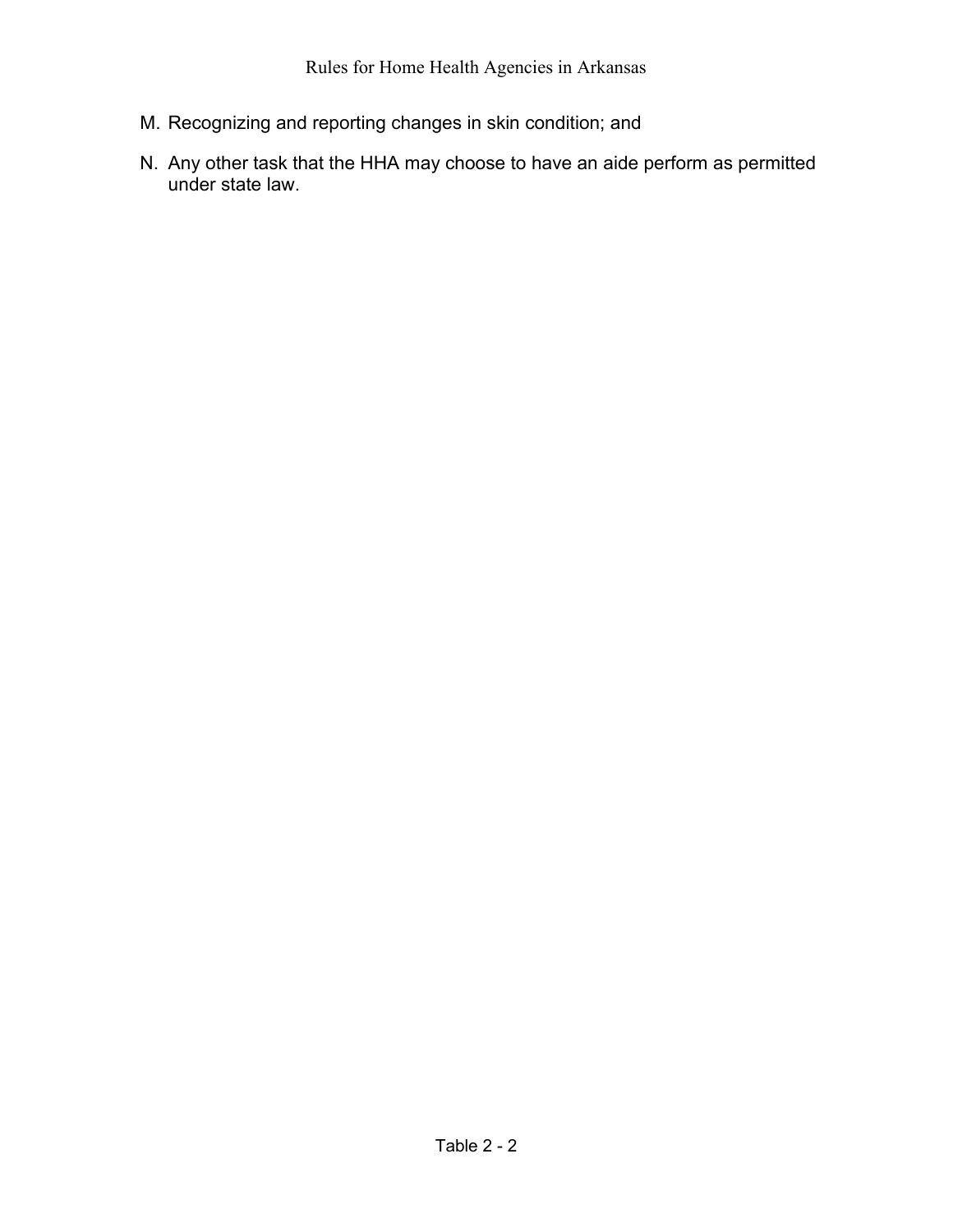M. Recognizing and reporting changes in skin condition; and

N. Any other task that the HHA may choose to have an aide perform as permitted under state law.

Table 2 - 2